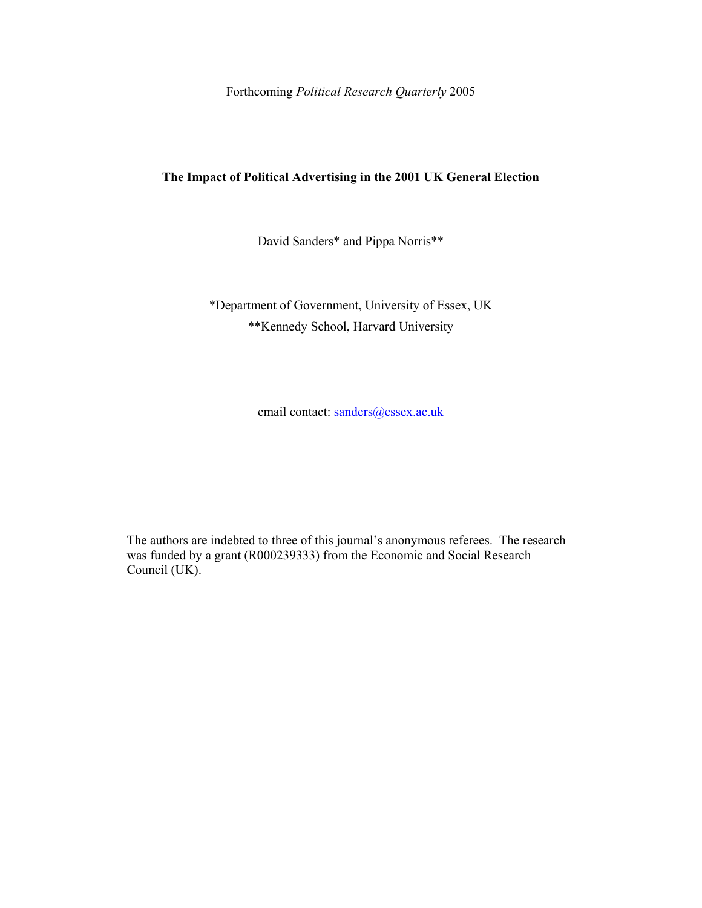Forthcoming *Political Research Quarterly* 2005

# The Impact of Political Advertising in the 2001 UK General Election

David Sanders* and Pippa Norris**

*Department of Government, University of Essex, UK
**Kennedy School, Harvard University

email contact: sanders@essex.ac.uk

The authors are indebted to three of this journal's anonymous referees. The research was funded by a grant (R000239333) from the Economic and Social Research Council (UK).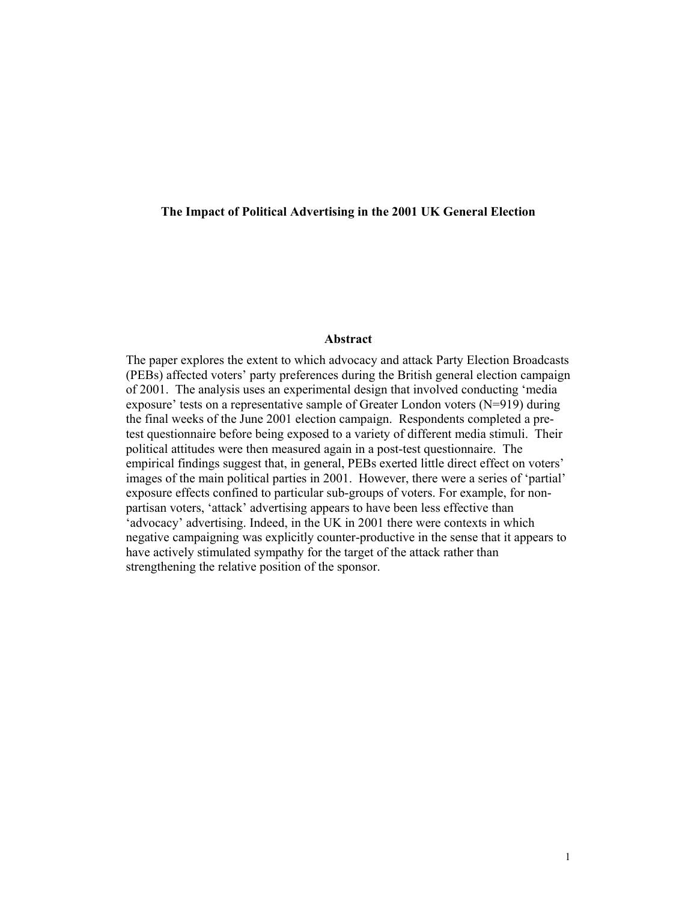**The Impact of Political Advertising in the 2001 UK General Election**

**Abstract**

The paper explores the extent to which advocacy and attack Party Election Broadcasts (PEBs) affected voters' party preferences during the British general election campaign of 2001. The analysis uses an experimental design that involved conducting 'media exposure' tests on a representative sample of Greater London voters (N=919) during the final weeks of the June 2001 election campaign. Respondents completed a pre-test questionnaire before being exposed to a variety of different media stimuli. Their political attitudes were then measured again in a post-test questionnaire. The empirical findings suggest that, in general, PEBs exerted little direct effect on voters' images of the main political parties in 2001. However, there were a series of 'partial' exposure effects confined to particular sub-groups of voters. For example, for non-partisan voters, 'attack' advertising appears to have been less effective than 'advocacy' advertising. Indeed, in the UK in 2001 there were contexts in which negative campaigning was explicitly counter-productive in the sense that it appears to have actively stimulated sympathy for the target of the attack rather than strengthening the relative position of the sponsor.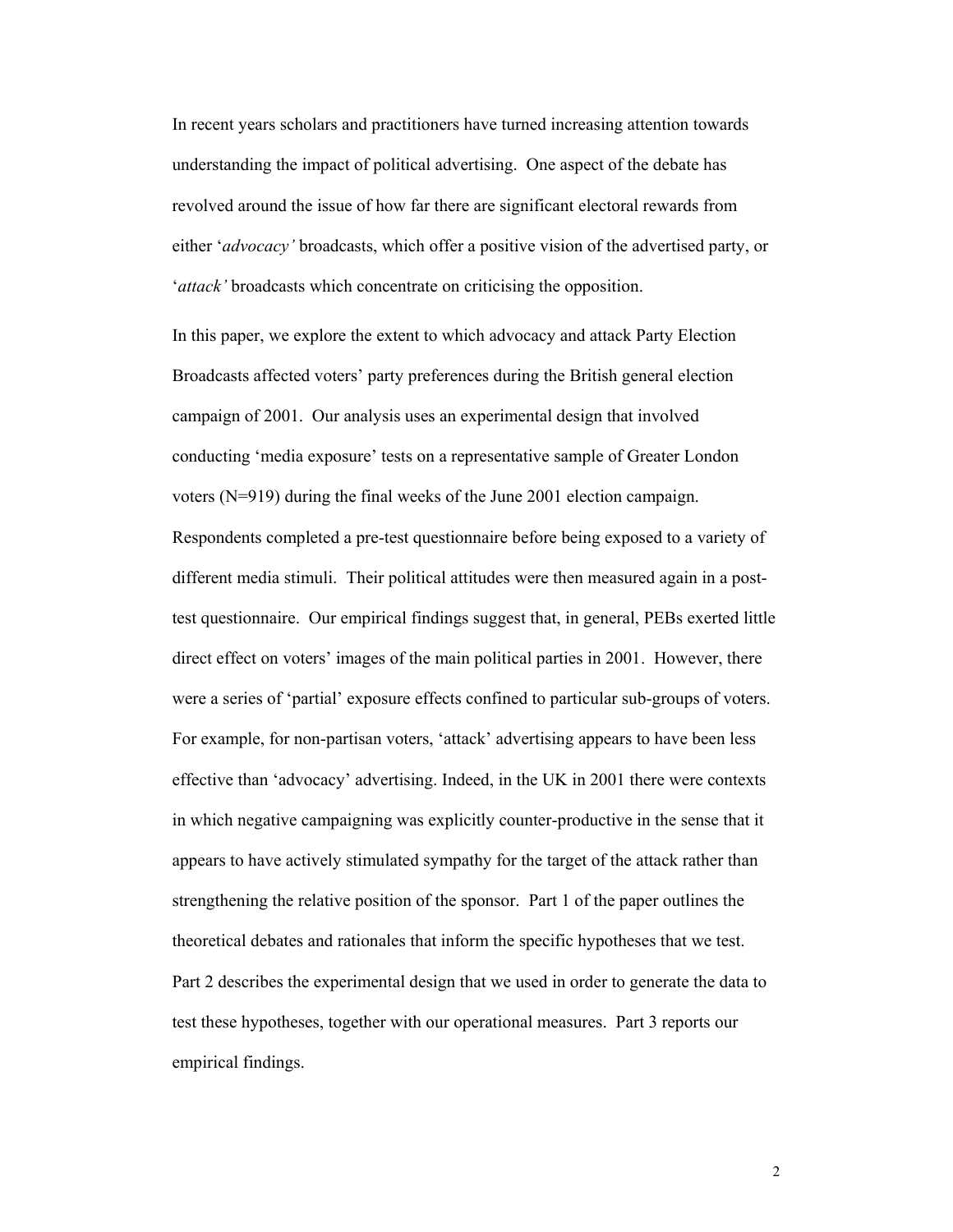In recent years scholars and practitioners have turned increasing attention towards understanding the impact of political advertising. One aspect of the debate has revolved around the issue of how far there are significant electoral rewards from either '*advocacy'* broadcasts, which offer a positive vision of the advertised party, or '*attack'* broadcasts which concentrate on criticising the opposition.

In this paper, we explore the extent to which advocacy and attack Party Election Broadcasts affected voters' party preferences during the British general election campaign of 2001. Our analysis uses an experimental design that involved conducting 'media exposure' tests on a representative sample of Greater London voters (N=919) during the final weeks of the June 2001 election campaign. Respondents completed a pre-test questionnaire before being exposed to a variety of different media stimuli. Their political attitudes were then measured again in a post-test questionnaire. Our empirical findings suggest that, in general, PEBs exerted little direct effect on voters' images of the main political parties in 2001. However, there were a series of 'partial' exposure effects confined to particular sub-groups of voters. For example, for non-partisan voters, 'attack' advertising appears to have been less effective than 'advocacy' advertising. Indeed, in the UK in 2001 there were contexts in which negative campaigning was explicitly counter-productive in the sense that it appears to have actively stimulated sympathy for the target of the attack rather than strengthening the relative position of the sponsor. Part 1 of the paper outlines the theoretical debates and rationales that inform the specific hypotheses that we test. Part 2 describes the experimental design that we used in order to generate the data to test these hypotheses, together with our operational measures. Part 3 reports our empirical findings.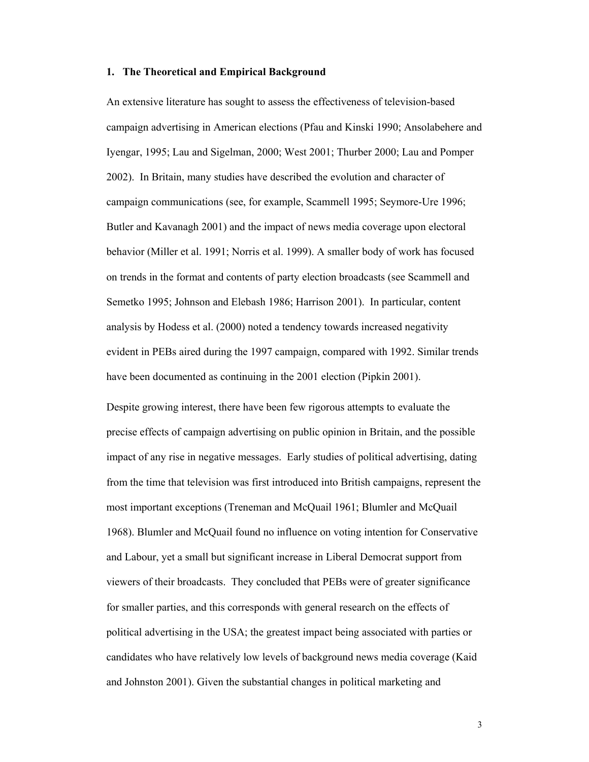## 1. The Theoretical and Empirical Background

An extensive literature has sought to assess the effectiveness of television-based campaign advertising in American elections (Pfau and Kinski 1990; Ansolabehere and Iyengar, 1995; Lau and Sigelman, 2000; West 2001; Thurber 2000; Lau and Pomper 2002). In Britain, many studies have described the evolution and character of campaign communications (see, for example, Scammell 1995; Seymore-Ure 1996; Butler and Kavanagh 2001) and the impact of news media coverage upon electoral behavior (Miller et al. 1991; Norris et al. 1999). A smaller body of work has focused on trends in the format and contents of party election broadcasts (see Scammell and Semetko 1995; Johnson and Elebash 1986; Harrison 2001). In particular, content analysis by Hodess et al. (2000) noted a tendency towards increased negativity evident in PEBs aired during the 1997 campaign, compared with 1992. Similar trends have been documented as continuing in the 2001 election (Pipkin 2001).

Despite growing interest, there have been few rigorous attempts to evaluate the precise effects of campaign advertising on public opinion in Britain, and the possible impact of any rise in negative messages. Early studies of political advertising, dating from the time that television was first introduced into British campaigns, represent the most important exceptions (Treneman and McQuail 1961; Blumler and McQuail 1968). Blumler and McQuail found no influence on voting intention for Conservative and Labour, yet a small but significant increase in Liberal Democrat support from viewers of their broadcasts. They concluded that PEBs were of greater significance for smaller parties, and this corresponds with general research on the effects of political advertising in the USA; the greatest impact being associated with parties or candidates who have relatively low levels of background news media coverage (Kaid and Johnston 2001). Given the substantial changes in political marketing and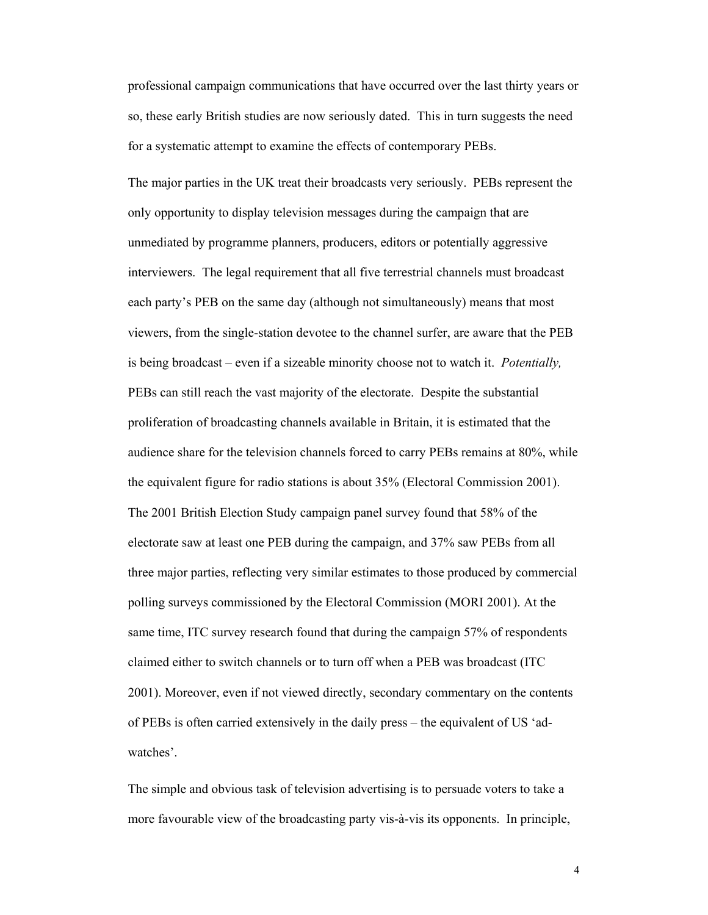professional campaign communications that have occurred over the last thirty years or so, these early British studies are now seriously dated. This in turn suggests the need for a systematic attempt to examine the effects of contemporary PEBs.

The major parties in the UK treat their broadcasts very seriously. PEBs represent the only opportunity to display television messages during the campaign that are unmediated by programme planners, producers, editors or potentially aggressive interviewers. The legal requirement that all five terrestrial channels must broadcast each party's PEB on the same day (although not simultaneously) means that most viewers, from the single-station devotee to the channel surfer, are aware that the PEB is being broadcast – even if a sizeable minority choose not to watch it. *Potentially,* PEBs can still reach the vast majority of the electorate. Despite the substantial proliferation of broadcasting channels available in Britain, it is estimated that the audience share for the television channels forced to carry PEBs remains at 80%, while the equivalent figure for radio stations is about 35% (Electoral Commission 2001). The 2001 British Election Study campaign panel survey found that 58% of the electorate saw at least one PEB during the campaign, and 37% saw PEBs from all three major parties, reflecting very similar estimates to those produced by commercial polling surveys commissioned by the Electoral Commission (MORI 2001). At the same time, ITC survey research found that during the campaign 57% of respondents claimed either to switch channels or to turn off when a PEB was broadcast (ITC 2001). Moreover, even if not viewed directly, secondary commentary on the contents of PEBs is often carried extensively in the daily press – the equivalent of US 'ad-watches'.

The simple and obvious task of television advertising is to persuade voters to take a more favourable view of the broadcasting party vis-à-vis its opponents. In principle,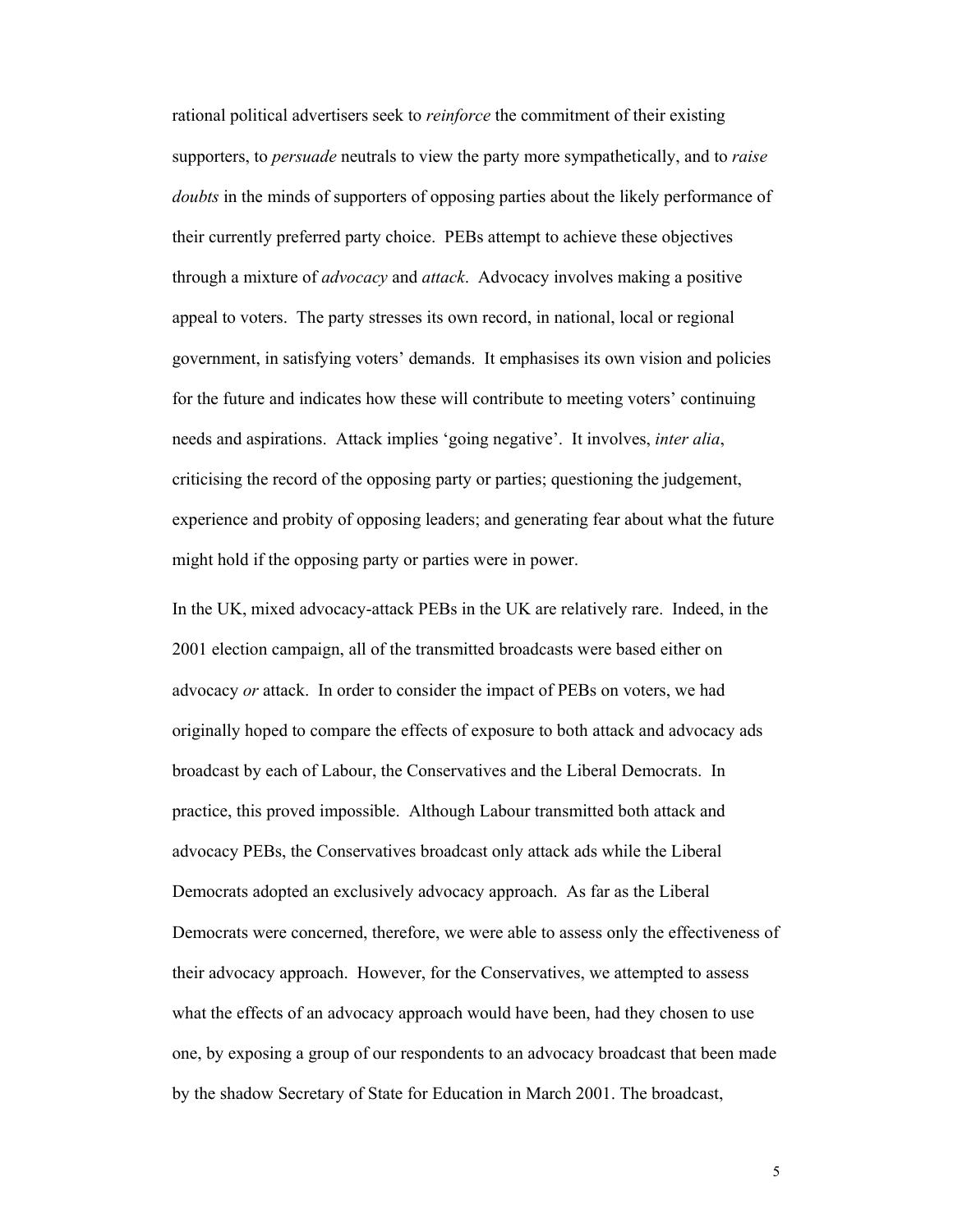rational political advertisers seek to *reinforce* the commitment of their existing supporters, to *persuade* neutrals to view the party more sympathetically, and to *raise doubts* in the minds of supporters of opposing parties about the likely performance of their currently preferred party choice. PEBs attempt to achieve these objectives through a mixture of *advocacy* and *attack*. Advocacy involves making a positive appeal to voters. The party stresses its own record, in national, local or regional government, in satisfying voters' demands. It emphasises its own vision and policies for the future and indicates how these will contribute to meeting voters' continuing needs and aspirations. Attack implies 'going negative'. It involves, *inter alia*, criticising the record of the opposing party or parties; questioning the judgement, experience and probity of opposing leaders; and generating fear about what the future might hold if the opposing party or parties were in power.

In the UK, mixed advocacy-attack PEBs in the UK are relatively rare. Indeed, in the 2001 election campaign, all of the transmitted broadcasts were based either on advocacy *or* attack. In order to consider the impact of PEBs on voters, we had originally hoped to compare the effects of exposure to both attack and advocacy ads broadcast by each of Labour, the Conservatives and the Liberal Democrats. In practice, this proved impossible. Although Labour transmitted both attack and advocacy PEBs, the Conservatives broadcast only attack ads while the Liberal Democrats adopted an exclusively advocacy approach. As far as the Liberal Democrats were concerned, therefore, we were able to assess only the effectiveness of their advocacy approach. However, for the Conservatives, we attempted to assess what the effects of an advocacy approach would have been, had they chosen to use one, by exposing a group of our respondents to an advocacy broadcast that been made by the shadow Secretary of State for Education in March 2001. The broadcast,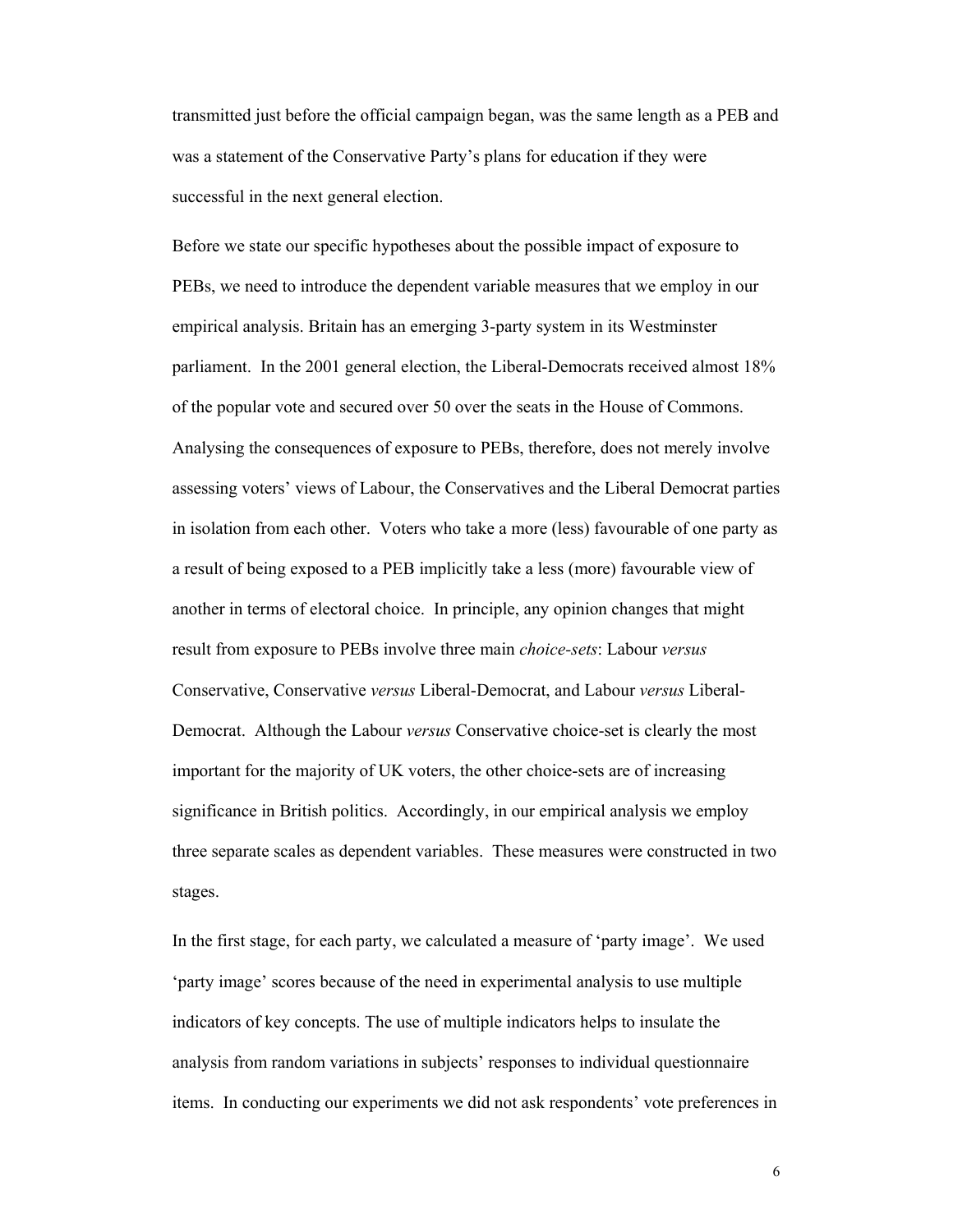transmitted just before the official campaign began, was the same length as a PEB and was a statement of the Conservative Party's plans for education if they were successful in the next general election.

Before we state our specific hypotheses about the possible impact of exposure to PEBs, we need to introduce the dependent variable measures that we employ in our empirical analysis. Britain has an emerging 3-party system in its Westminster parliament. In the 2001 general election, the Liberal-Democrats received almost 18% of the popular vote and secured over 50 over the seats in the House of Commons. Analysing the consequences of exposure to PEBs, therefore, does not merely involve assessing voters' views of Labour, the Conservatives and the Liberal Democrat parties in isolation from each other. Voters who take a more (less) favourable of one party as a result of being exposed to a PEB implicitly take a less (more) favourable view of another in terms of electoral choice. In principle, any opinion changes that might result from exposure to PEBs involve three main *choice-sets*: Labour *versus* Conservative, Conservative *versus* Liberal-Democrat, and Labour *versus* Liberal-Democrat. Although the Labour *versus* Conservative choice-set is clearly the most important for the majority of UK voters, the other choice-sets are of increasing significance in British politics. Accordingly, in our empirical analysis we employ three separate scales as dependent variables. These measures were constructed in two stages.

In the first stage, for each party, we calculated a measure of 'party image'. We used 'party image' scores because of the need in experimental analysis to use multiple indicators of key concepts. The use of multiple indicators helps to insulate the analysis from random variations in subjects' responses to individual questionnaire items. In conducting our experiments we did not ask respondents' vote preferences in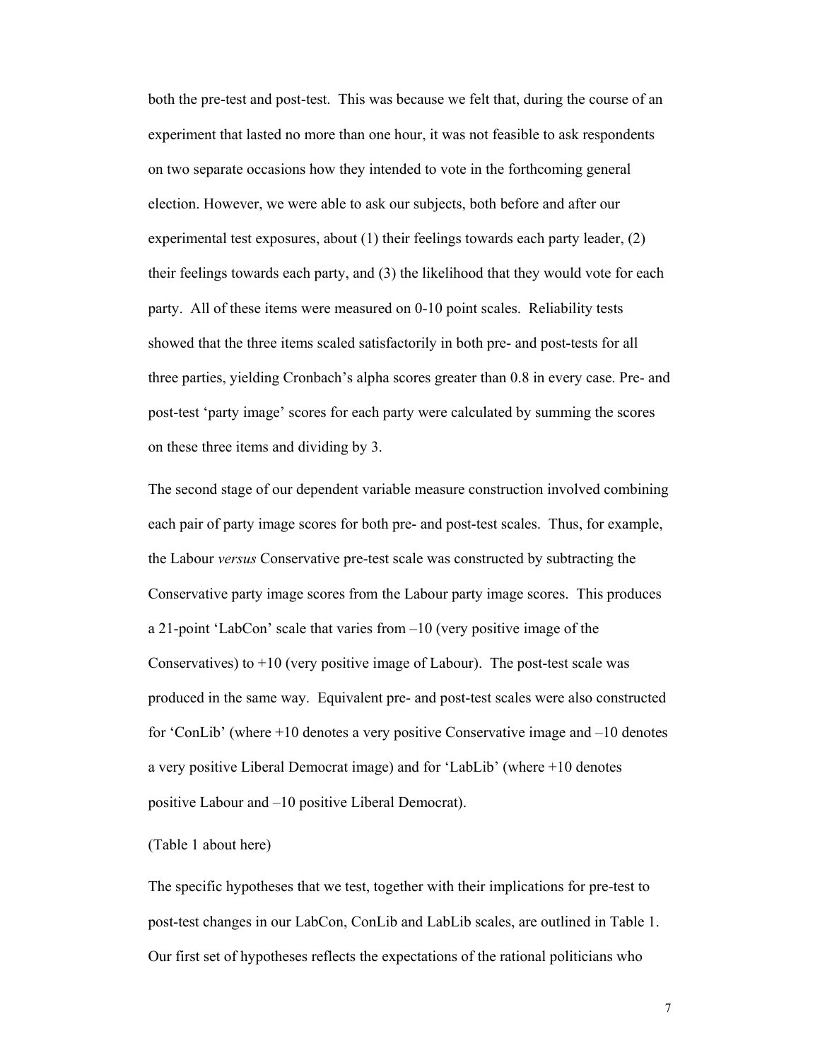both the pre-test and post-test. This was because we felt that, during the course of an experiment that lasted no more than one hour, it was not feasible to ask respondents on two separate occasions how they intended to vote in the forthcoming general election. However, we were able to ask our subjects, both before and after our experimental test exposures, about (1) their feelings towards each party leader, (2) their feelings towards each party, and (3) the likelihood that they would vote for each party. All of these items were measured on 0-10 point scales. Reliability tests showed that the three items scaled satisfactorily in both pre- and post-tests for all three parties, yielding Cronbach's alpha scores greater than 0.8 in every case. Pre- and post-test 'party image' scores for each party were calculated by summing the scores on these three items and dividing by 3.

The second stage of our dependent variable measure construction involved combining each pair of party image scores for both pre- and post-test scales. Thus, for example, the Labour *versus* Conservative pre-test scale was constructed by subtracting the Conservative party image scores from the Labour party image scores. This produces a 21-point 'LabCon' scale that varies from –10 (very positive image of the Conservatives) to +10 (very positive image of Labour). The post-test scale was produced in the same way. Equivalent pre- and post-test scales were also constructed for 'ConLib' (where +10 denotes a very positive Conservative image and –10 denotes a very positive Liberal Democrat image) and for 'LabLib' (where +10 denotes positive Labour and –10 positive Liberal Democrat).

(Table 1 about here)

The specific hypotheses that we test, together with their implications for pre-test to post-test changes in our LabCon, ConLib and LabLib scales, are outlined in Table 1. Our first set of hypotheses reflects the expectations of the rational politicians who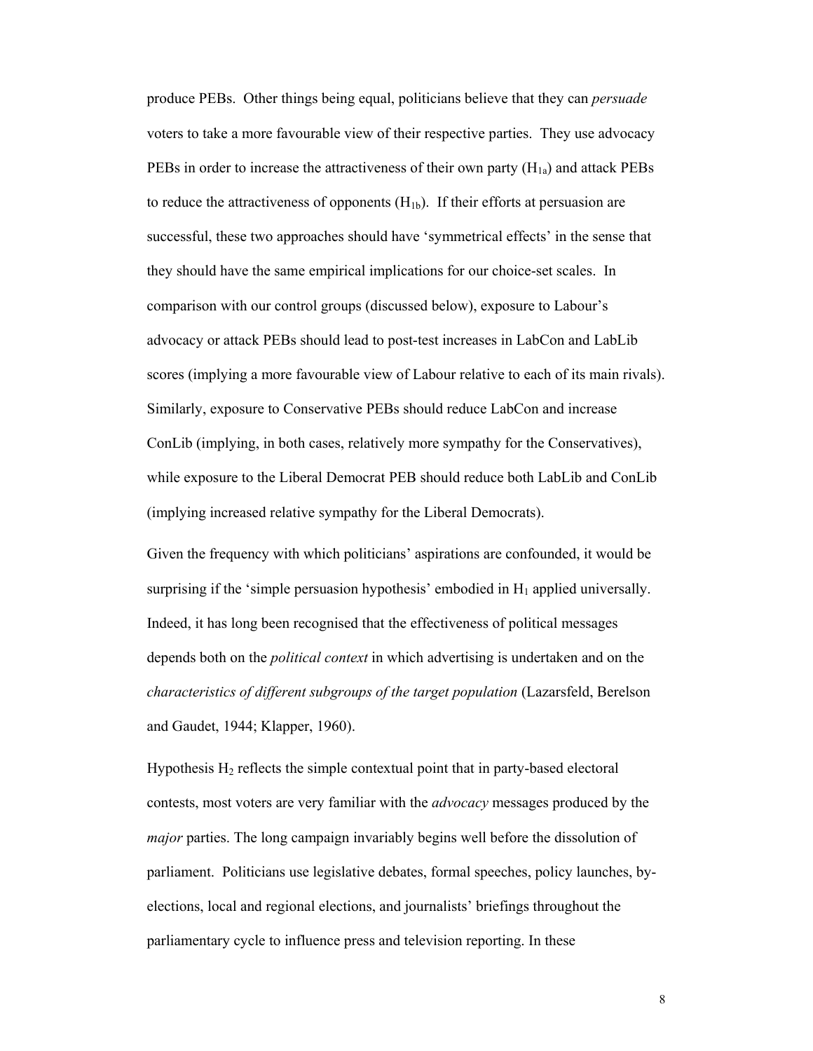produce PEBs. Other things being equal, politicians believe that they can *persuade* voters to take a more favourable view of their respective parties. They use advocacy PEBs in order to increase the attractiveness of their own party ($H_{1a}$) and attack PEBs to reduce the attractiveness of opponents ($H_{1b}$). If their efforts at persuasion are successful, these two approaches should have 'symmetrical effects' in the sense that they should have the same empirical implications for our choice-set scales. In comparison with our control groups (discussed below), exposure to Labour's advocacy or attack PEBs should lead to post-test increases in LabCon and LabLib scores (implying a more favourable view of Labour relative to each of its main rivals). Similarly, exposure to Conservative PEBs should reduce LabCon and increase ConLib (implying, in both cases, relatively more sympathy for the Conservatives), while exposure to the Liberal Democrat PEB should reduce both LabLib and ConLib (implying increased relative sympathy for the Liberal Democrats).

Given the frequency with which politicians' aspirations are confounded, it would be surprising if the 'simple persuasion hypothesis' embodied in $H_1$ applied universally. Indeed, it has long been recognised that the effectiveness of political messages depends both on the *political context* in which advertising is undertaken and on the *characteristics of different subgroups of the target population* (Lazarsfeld, Berelson and Gaudet, 1944; Klapper, 1960).

Hypothesis $H_2$ reflects the simple contextual point that in party-based electoral contests, most voters are very familiar with the *advocacy* messages produced by the *major* parties. The long campaign invariably begins well before the dissolution of parliament. Politicians use legislative debates, formal speeches, policy launches, by-elections, local and regional elections, and journalists' briefings throughout the parliamentary cycle to influence press and television reporting. In these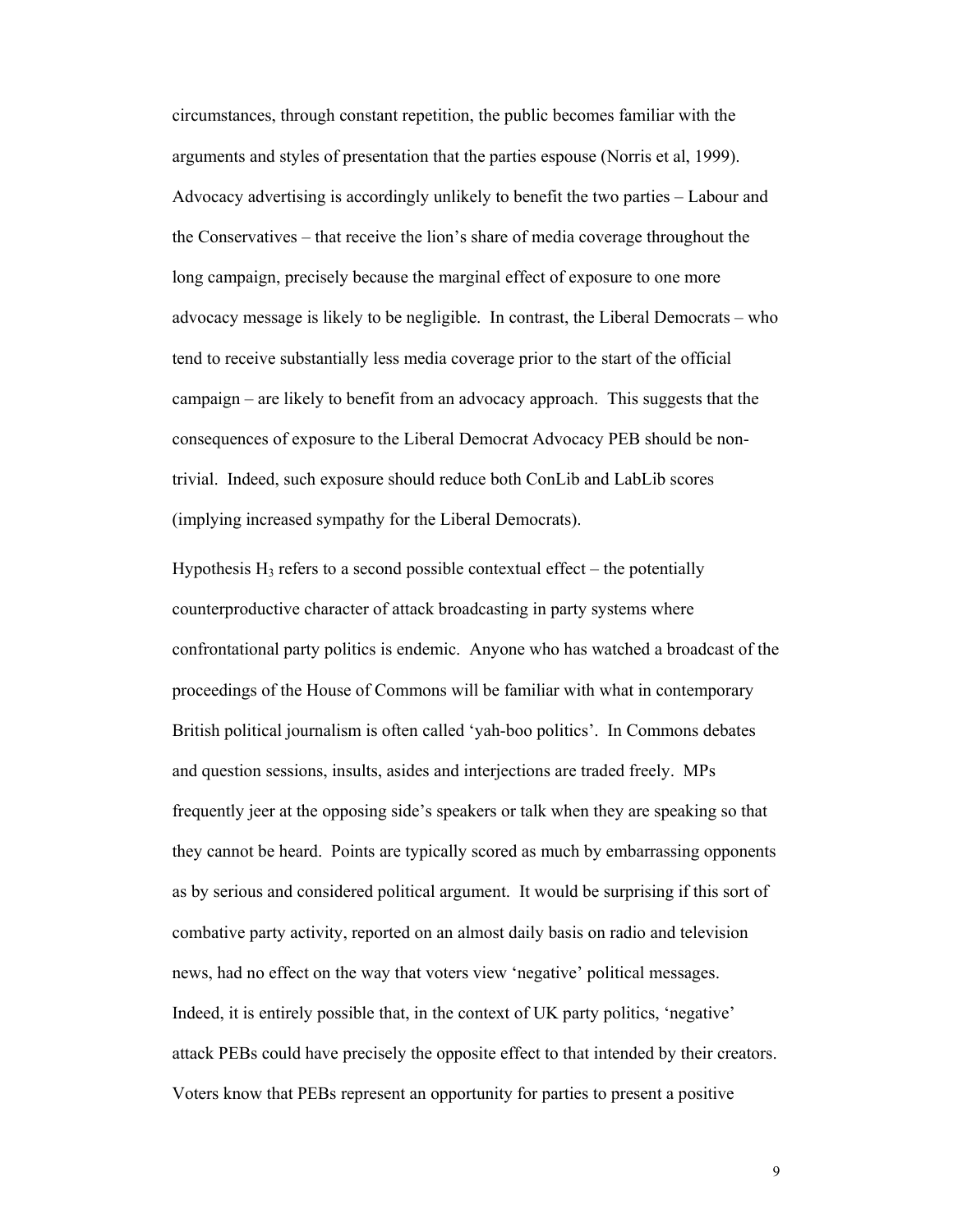circumstances, through constant repetition, the public becomes familiar with the arguments and styles of presentation that the parties espouse (Norris et al, 1999). Advocacy advertising is accordingly unlikely to benefit the two parties – Labour and the Conservatives – that receive the lion's share of media coverage throughout the long campaign, precisely because the marginal effect of exposure to one more advocacy message is likely to be negligible. In contrast, the Liberal Democrats – who tend to receive substantially less media coverage prior to the start of the official campaign – are likely to benefit from an advocacy approach. This suggests that the consequences of exposure to the Liberal Democrat Advocacy PEB should be non-trivial. Indeed, such exposure should reduce both ConLib and LabLib scores (implying increased sympathy for the Liberal Democrats).

Hypothesis $H_3$ refers to a second possible contextual effect – the potentially counterproductive character of attack broadcasting in party systems where confrontational party politics is endemic. Anyone who has watched a broadcast of the proceedings of the House of Commons will be familiar with what in contemporary British political journalism is often called 'yah-boo politics'. In Commons debates and question sessions, insults, asides and interjections are traded freely. MPs frequently jeer at the opposing side's speakers or talk when they are speaking so that they cannot be heard. Points are typically scored as much by embarrassing opponents as by serious and considered political argument. It would be surprising if this sort of combative party activity, reported on an almost daily basis on radio and television news, had no effect on the way that voters view 'negative' political messages. Indeed, it is entirely possible that, in the context of UK party politics, 'negative' attack PEBs could have precisely the opposite effect to that intended by their creators. Voters know that PEBs represent an opportunity for parties to present a positive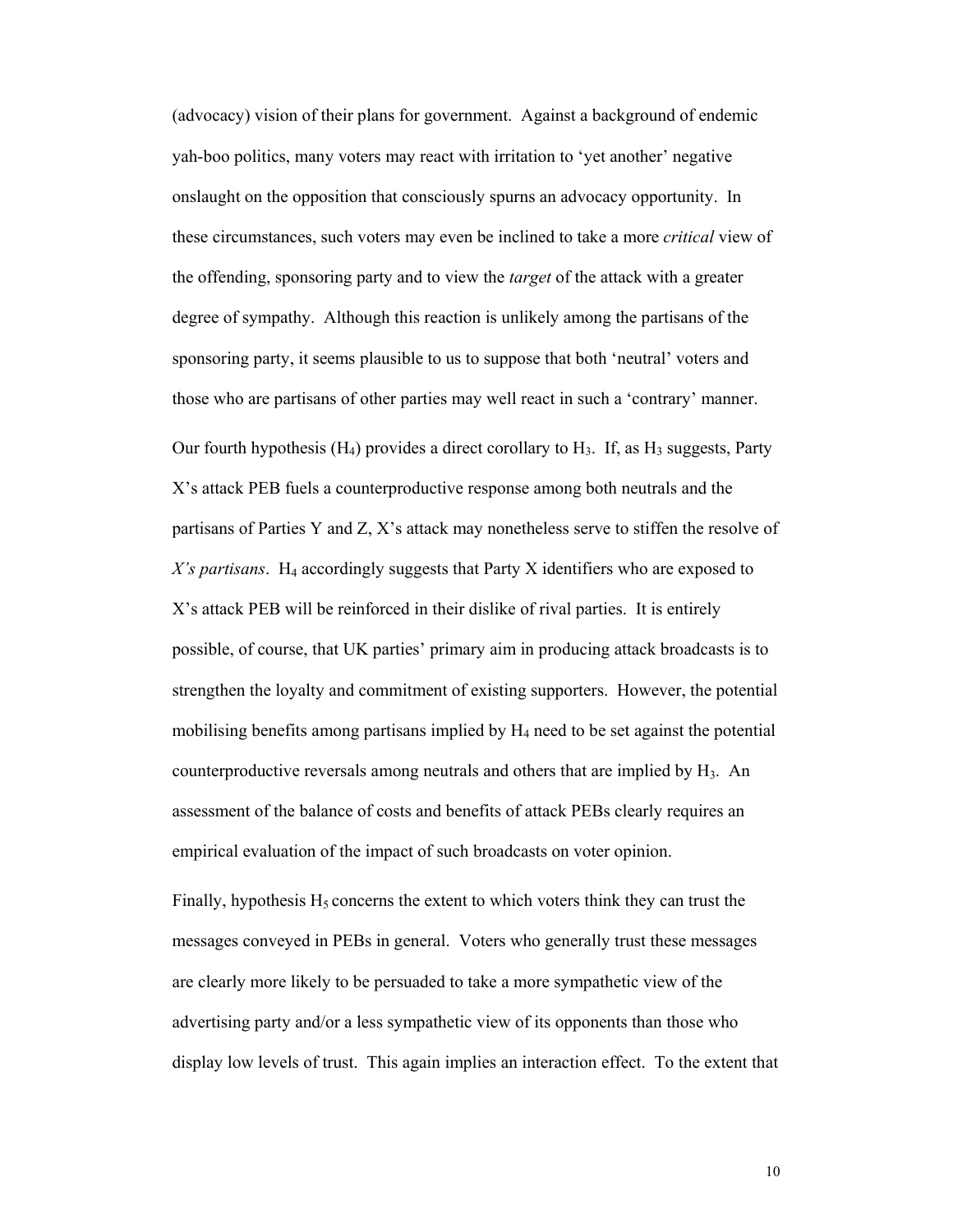(advocacy) vision of their plans for government. Against a background of endemic yah-boo politics, many voters may react with irritation to 'yet another' negative onslaught on the opposition that consciously spurns an advocacy opportunity. In these circumstances, such voters may even be inclined to take a more *critical* view of the offending, sponsoring party and to view the *target* of the attack with a greater degree of sympathy. Although this reaction is unlikely among the partisans of the sponsoring party, it seems plausible to us to suppose that both 'neutral' voters and those who are partisans of other parties may well react in such a 'contrary' manner.

Our fourth hypothesis ($H_4$) provides a direct corollary to $H_3$. If, as $H_3$ suggests, Party X's attack PEB fuels a counterproductive response among both neutrals and the partisans of Parties Y and Z, X's attack may nonetheless serve to stiffen the resolve of *X's partisans*. $H_4$ accordingly suggests that Party X identifiers who are exposed to X's attack PEB will be reinforced in their dislike of rival parties. It is entirely possible, of course, that UK parties' primary aim in producing attack broadcasts is to strengthen the loyalty and commitment of existing supporters. However, the potential mobilising benefits among partisans implied by $H_4$ need to be set against the potential counterproductive reversals among neutrals and others that are implied by $H_3$. An assessment of the balance of costs and benefits of attack PEBs clearly requires an empirical evaluation of the impact of such broadcasts on voter opinion.

Finally, hypothesis $H_5$ concerns the extent to which voters think they can trust the messages conveyed in PEBs in general. Voters who generally trust these messages are clearly more likely to be persuaded to take a more sympathetic view of the advertising party and/or a less sympathetic view of its opponents than those who display low levels of trust. This again implies an interaction effect. To the extent that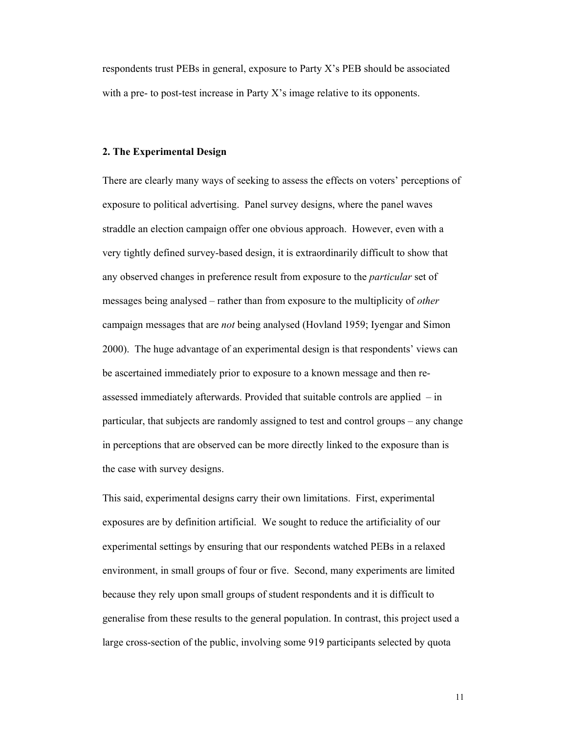respondents trust PEBs in general, exposure to Party X's PEB should be associated with a pre- to post-test increase in Party X's image relative to its opponents.

## 2. The Experimental Design

There are clearly many ways of seeking to assess the effects on voters' perceptions of exposure to political advertising. Panel survey designs, where the panel waves straddle an election campaign offer one obvious approach. However, even with a very tightly defined survey-based design, it is extraordinarily difficult to show that any observed changes in preference result from exposure to the *particular* set of messages being analysed – rather than from exposure to the multiplicity of *other* campaign messages that are *not* being analysed (Hovland 1959; Iyengar and Simon 2000). The huge advantage of an experimental design is that respondents' views can be ascertained immediately prior to exposure to a known message and then re-assessed immediately afterwards. Provided that suitable controls are applied – in particular, that subjects are randomly assigned to test and control groups – any change in perceptions that are observed can be more directly linked to the exposure than is the case with survey designs.

This said, experimental designs carry their own limitations. First, experimental exposures are by definition artificial. We sought to reduce the artificiality of our experimental settings by ensuring that our respondents watched PEBs in a relaxed environment, in small groups of four or five. Second, many experiments are limited because they rely upon small groups of student respondents and it is difficult to generalise from these results to the general population. In contrast, this project used a large cross-section of the public, involving some 919 participants selected by quota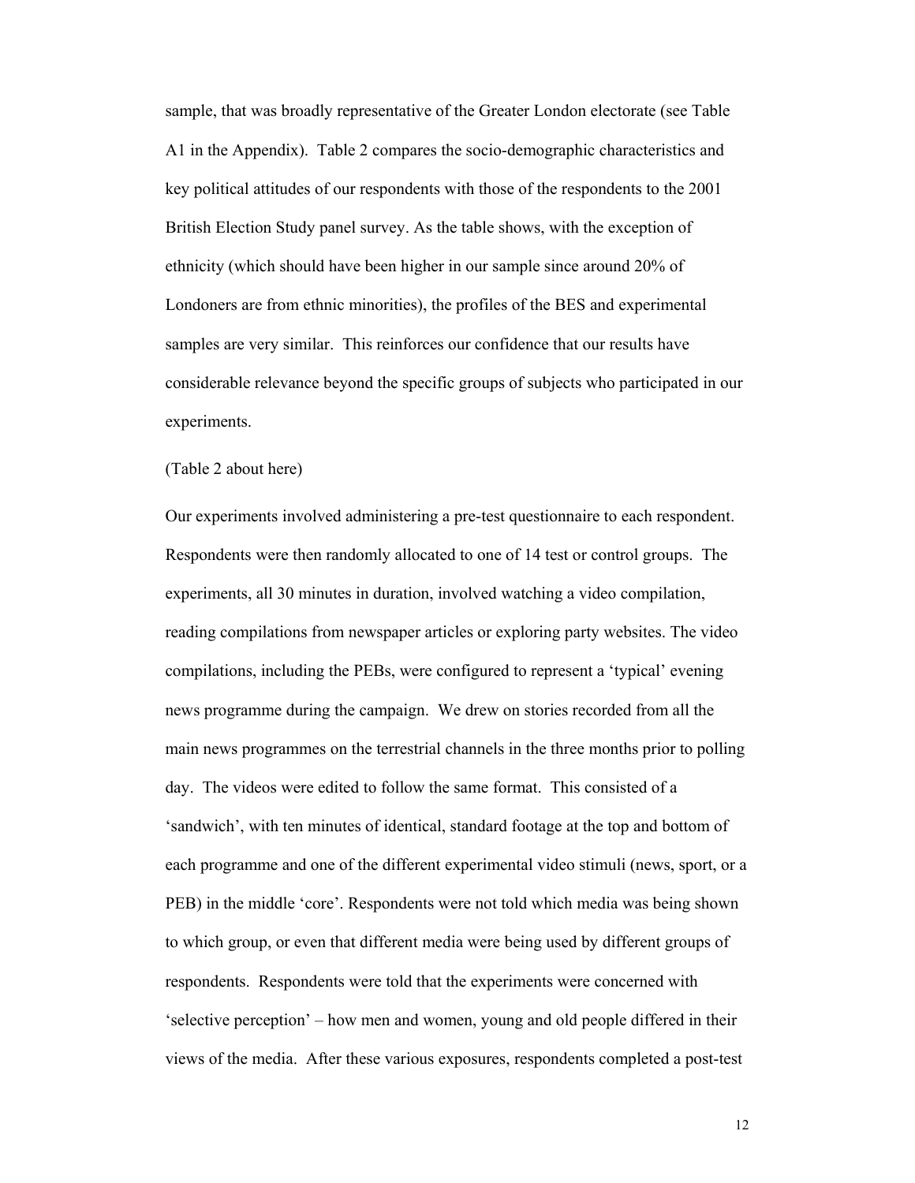sample, that was broadly representative of the Greater London electorate (see Table A1 in the Appendix). Table 2 compares the socio-demographic characteristics and key political attitudes of our respondents with those of the respondents to the 2001 British Election Study panel survey. As the table shows, with the exception of ethnicity (which should have been higher in our sample since around 20% of Londoners are from ethnic minorities), the profiles of the BES and experimental samples are very similar. This reinforces our confidence that our results have considerable relevance beyond the specific groups of subjects who participated in our experiments.

(Table 2 about here)

Our experiments involved administering a pre-test questionnaire to each respondent. Respondents were then randomly allocated to one of 14 test or control groups. The experiments, all 30 minutes in duration, involved watching a video compilation, reading compilations from newspaper articles or exploring party websites. The video compilations, including the PEBs, were configured to represent a 'typical' evening news programme during the campaign. We drew on stories recorded from all the main news programmes on the terrestrial channels in the three months prior to polling day. The videos were edited to follow the same format. This consisted of a 'sandwich', with ten minutes of identical, standard footage at the top and bottom of each programme and one of the different experimental video stimuli (news, sport, or a PEB) in the middle 'core'. Respondents were not told which media was being shown to which group, or even that different media were being used by different groups of respondents. Respondents were told that the experiments were concerned with 'selective perception' – how men and women, young and old people differed in their views of the media. After these various exposures, respondents completed a post-test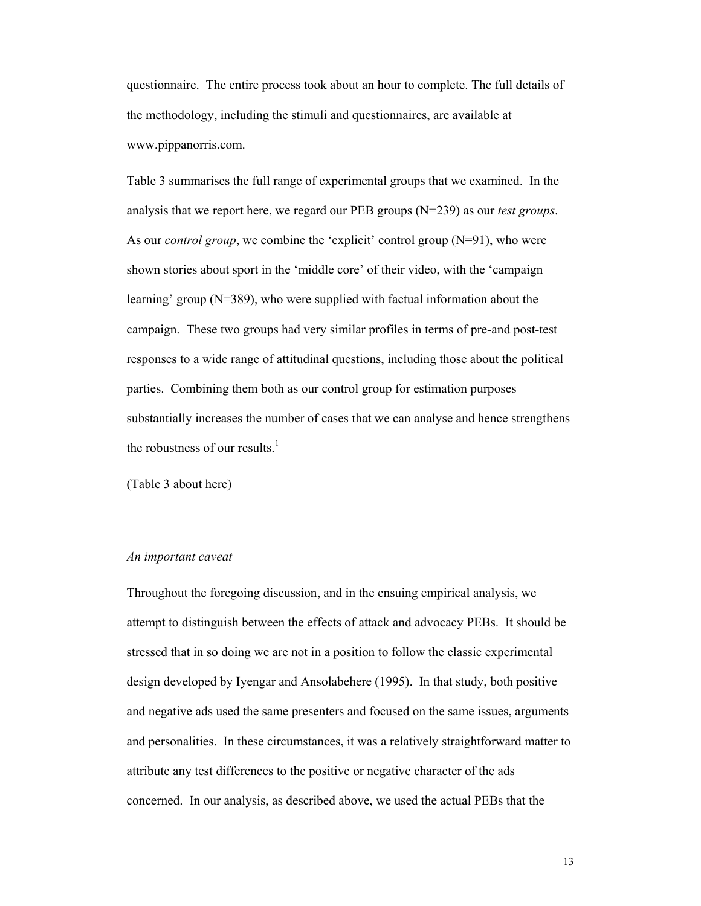questionnaire. The entire process took about an hour to complete. The full details of the methodology, including the stimuli and questionnaires, are available at www.pippanorris.com.

Table 3 summarises the full range of experimental groups that we examined. In the analysis that we report here, we regard our PEB groups (N=239) as our *test groups*. As our *control group*, we combine the 'explicit' control group (N=91), who were shown stories about sport in the 'middle core' of their video, with the 'campaign learning' group (N=389), who were supplied with factual information about the campaign. These two groups had very similar profiles in terms of pre-and post-test responses to a wide range of attitudinal questions, including those about the political parties. Combining them both as our control group for estimation purposes substantially increases the number of cases that we can analyse and hence strengthens the robustness of our results.[1]

(Table 3 about here)

*An important caveat*

Throughout the foregoing discussion, and in the ensuing empirical analysis, we attempt to distinguish between the effects of attack and advocacy PEBs. It should be stressed that in so doing we are not in a position to follow the classic experimental design developed by Iyengar and Ansolabehere (1995). In that study, both positive and negative ads used the same presenters and focused on the same issues, arguments and personalities. In these circumstances, it was a relatively straightforward matter to attribute any test differences to the positive or negative character of the ads concerned. In our analysis, as described above, we used the actual PEBs that the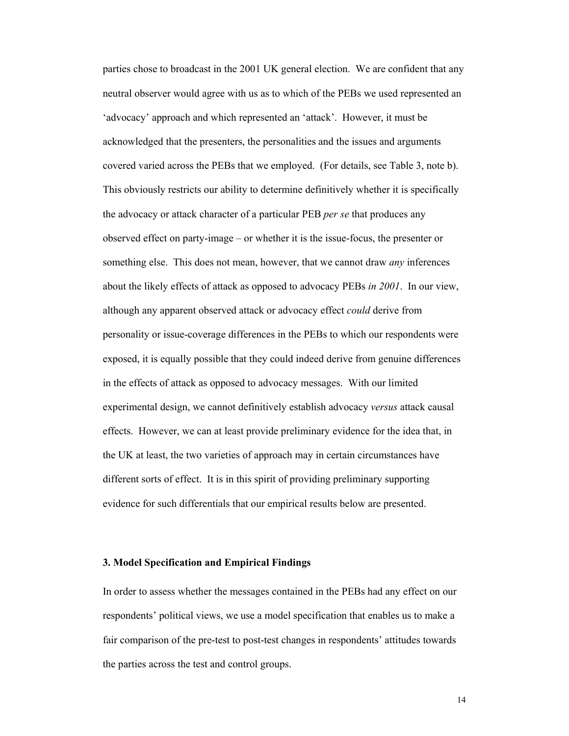parties chose to broadcast in the 2001 UK general election. We are confident that any neutral observer would agree with us as to which of the PEBs we used represented an 'advocacy' approach and which represented an 'attack'. However, it must be acknowledged that the presenters, the personalities and the issues and arguments covered varied across the PEBs that we employed. (For details, see Table 3, note b). This obviously restricts our ability to determine definitively whether it is specifically the advocacy or attack character of a particular PEB *per se* that produces any observed effect on party-image – or whether it is the issue-focus, the presenter or something else. This does not mean, however, that we cannot draw *any* inferences about the likely effects of attack as opposed to advocacy PEBs *in 2001*. In our view, although any apparent observed attack or advocacy effect *could* derive from personality or issue-coverage differences in the PEBs to which our respondents were exposed, it is equally possible that they could indeed derive from genuine differences in the effects of attack as opposed to advocacy messages. With our limited experimental design, we cannot definitively establish advocacy *versus* attack causal effects. However, we can at least provide preliminary evidence for the idea that, in the UK at least, the two varieties of approach may in certain circumstances have different sorts of effect. It is in this spirit of providing preliminary supporting evidence for such differentials that our empirical results below are presented.

### 3. Model Specification and Empirical Findings

In order to assess whether the messages contained in the PEBs had any effect on our respondents' political views, we use a model specification that enables us to make a fair comparison of the pre-test to post-test changes in respondents' attitudes towards the parties across the test and control groups.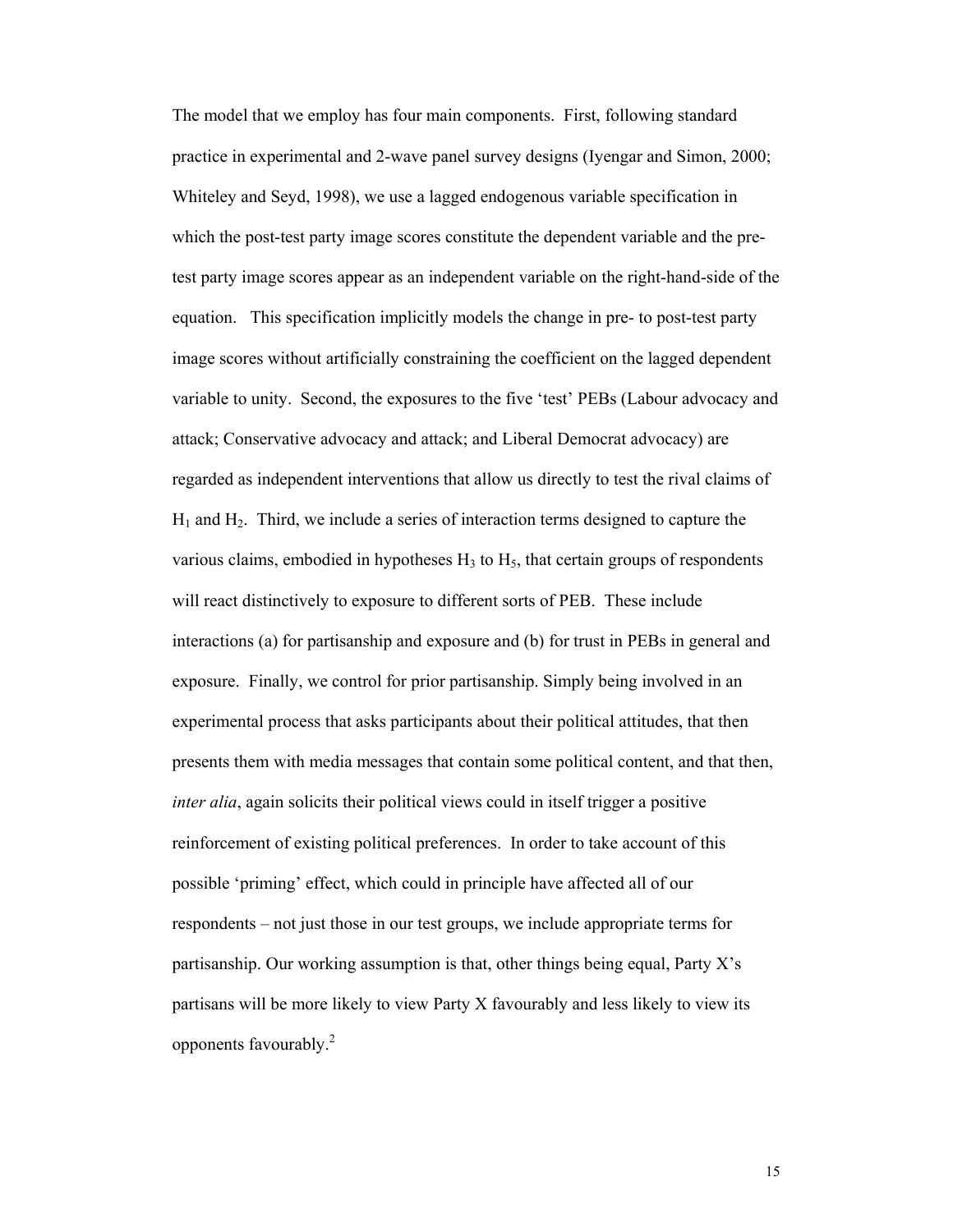The model that we employ has four main components. First, following standard practice in experimental and 2-wave panel survey designs (Iyengar and Simon, 2000; Whiteley and Seyd, 1998), we use a lagged endogenous variable specification in which the post-test party image scores constitute the dependent variable and the pre-test party image scores appear as an independent variable on the right-hand-side of the equation. This specification implicitly models the change in pre- to post-test party image scores without artificially constraining the coefficient on the lagged dependent variable to unity. Second, the exposures to the five 'test' PEBs (Labour advocacy and attack; Conservative advocacy and attack; and Liberal Democrat advocacy) are regarded as independent interventions that allow us directly to test the rival claims of $H_1$ and $H_2$. Third, we include a series of interaction terms designed to capture the various claims, embodied in hypotheses $H_3$ to $H_5$, that certain groups of respondents will react distinctively to exposure to different sorts of PEB. These include interactions (a) for partisanship and exposure and (b) for trust in PEBs in general and exposure. Finally, we control for prior partisanship. Simply being involved in an experimental process that asks participants about their political attitudes, that then presents them with media messages that contain some political content, and that then, *inter alia*, again solicits their political views could in itself trigger a positive reinforcement of existing political preferences. In order to take account of this possible 'priming' effect, which could in principle have affected all of our respondents – not just those in our test groups, we include appropriate terms for partisanship. Our working assumption is that, other things being equal, Party X's partisans will be more likely to view Party X favourably and less likely to view its opponents favourably.[2]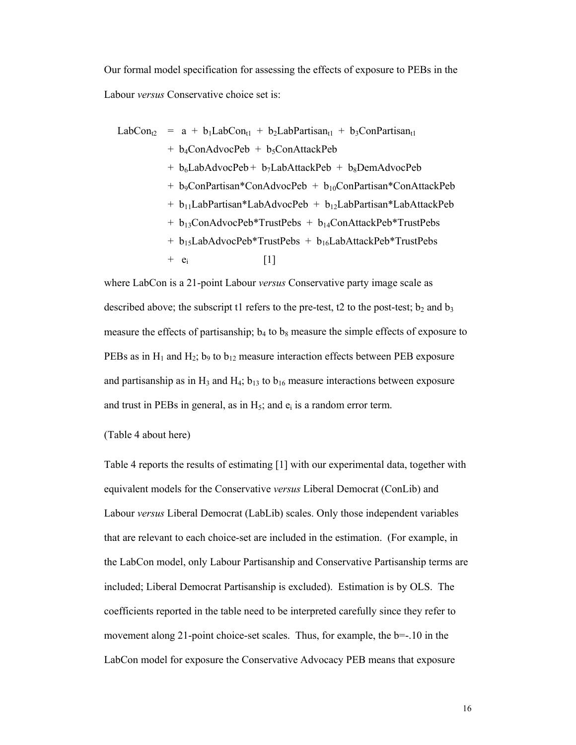Our formal model specification for assessing the effects of exposure to PEBs in the Labour *versus* Conservative choice set is:

$$
\begin{aligned}
LabCon_{t2} = \; & a + b_1 LabCon_{t1} + b_2 LabPartisan_{t1} + b_3 ConPartisan_{t1} \\
& + b_4 ConAdvocPeb + b_5 ConAttackPeb \\
& + b_6 LabAdvocPeb + b_7 LabAttackPeb + b_8 DemAdvocPeb \\
& + b_9 ConPartisan{*}ConAdvocPeb + b_{10} ConPartisan{*}ConAttackPeb \\
& + b_{11} LabPartisan{*}LabAdvocPeb + b_{12} LabPartisan{*}LabAttackPeb \\
& + b_{13} ConAdvocPeb{*}TrustPebs + b_{14} ConAttackPeb{*}TrustPebs \\
& + b_{15} LabAdvocPeb{*}TrustPebs + b_{16} LabAttackPeb{*}TrustPebs \\
& + e_i \qquad [1]
\end{aligned}
$$

where LabCon is a 21-point Labour *versus* Conservative party image scale as described above; the subscript t1 refers to the pre-test, t2 to the post-test; $b_2$ and $b_3$ measure the effects of partisanship; $b_4$ to $b_8$ measure the simple effects of exposure to PEBs as in $H_1$ and $H_2$; $b_9$ to $b_{12}$ measure interaction effects between PEB exposure and partisanship as in $H_3$ and $H_4$; $b_{13}$ to $b_{16}$ measure interactions between exposure and trust in PEBs in general, as in $H_5$; and $e_i$ is a random error term.

(Table 4 about here)

Table 4 reports the results of estimating [1] with our experimental data, together with equivalent models for the Conservative *versus* Liberal Democrat (ConLib) and Labour *versus* Liberal Democrat (LabLib) scales. Only those independent variables that are relevant to each choice-set are included in the estimation. (For example, in the LabCon model, only Labour Partisanship and Conservative Partisanship terms are included; Liberal Democrat Partisanship is excluded). Estimation is by OLS. The coefficients reported in the table need to be interpreted carefully since they refer to movement along 21-point choice-set scales. Thus, for example, the b=-.10 in the LabCon model for exposure the Conservative Advocacy PEB means that exposure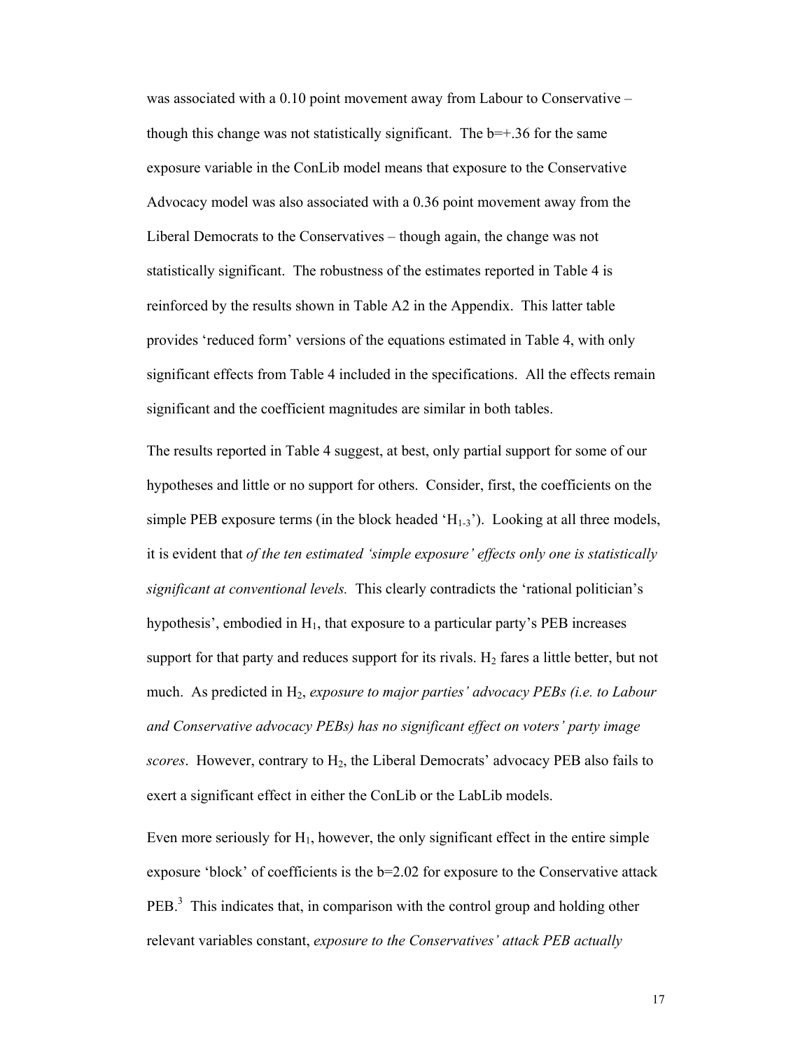was associated with a 0.10 point movement away from Labour to Conservative – though this change was not statistically significant. The b=+.36 for the same exposure variable in the ConLib model means that exposure to the Conservative Advocacy model was also associated with a 0.36 point movement away from the Liberal Democrats to the Conservatives – though again, the change was not statistically significant. The robustness of the estimates reported in Table 4 is reinforced by the results shown in Table A2 in the Appendix. This latter table provides 'reduced form' versions of the equations estimated in Table 4, with only significant effects from Table 4 included in the specifications. All the effects remain significant and the coefficient magnitudes are similar in both tables.

The results reported in Table 4 suggest, at best, only partial support for some of our hypotheses and little or no support for others. Consider, first, the coefficients on the simple PEB exposure terms (in the block headed '$H_{1-3}$'). Looking at all three models, it is evident that *of the ten estimated 'simple exposure' effects only one is statistically significant at conventional levels.* This clearly contradicts the 'rational politician's hypothesis', embodied in $H_1$, that exposure to a particular party's PEB increases support for that party and reduces support for its rivals. $H_2$ fares a little better, but not much. As predicted in $H_2$, *exposure to major parties' advocacy PEBs (i.e. to Labour and Conservative advocacy PEBs) has no significant effect on voters' party image scores*. However, contrary to $H_2$, the Liberal Democrats' advocacy PEB also fails to exert a significant effect in either the ConLib or the LabLib models.

Even more seriously for $H_1$, however, the only significant effect in the entire simple exposure 'block' of coefficients is the b=2.02 for exposure to the Conservative attack PEB.[3] This indicates that, in comparison with the control group and holding other relevant variables constant, *exposure to the Conservatives' attack PEB actually*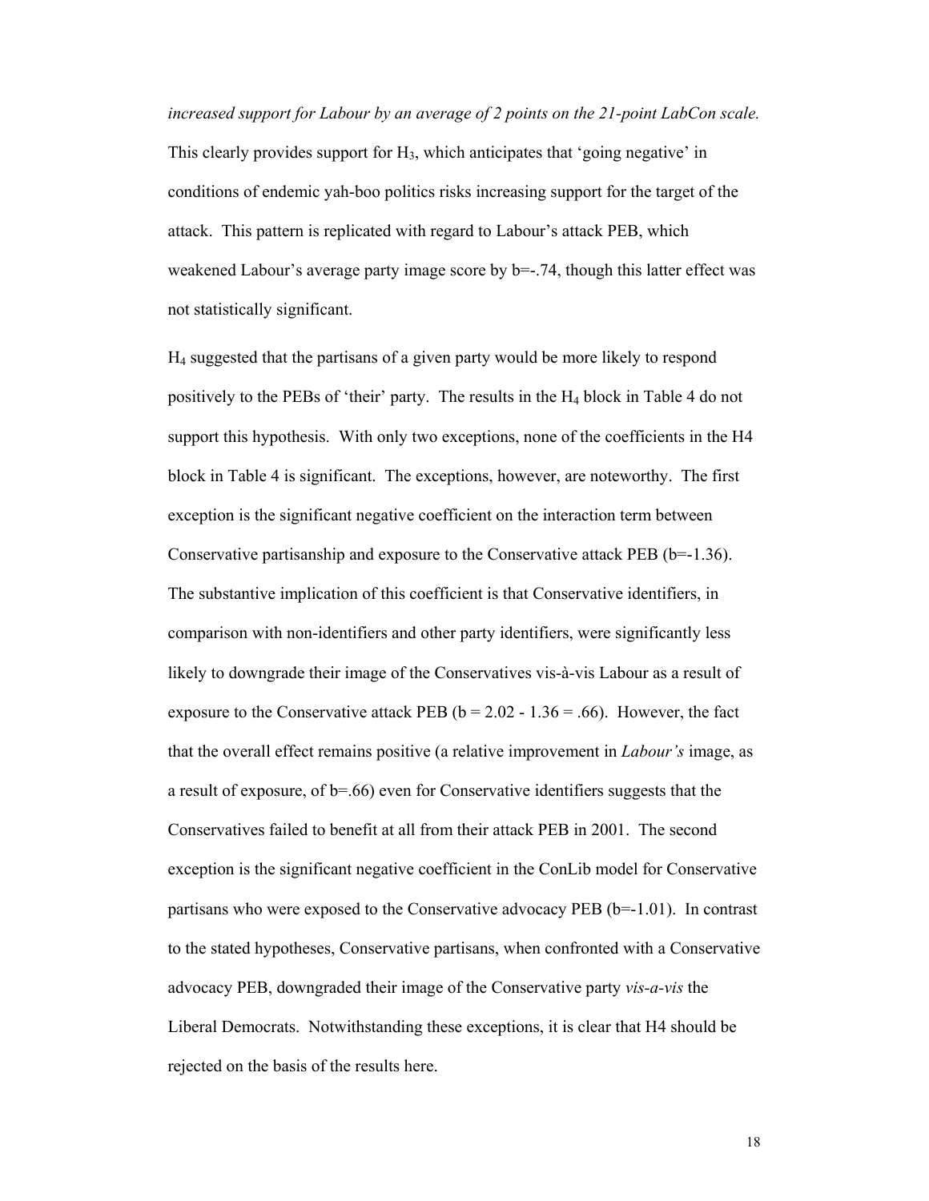*increased support for Labour by an average of 2 points on the 21-point LabCon scale.* This clearly provides support for $H_3$, which anticipates that 'going negative' in conditions of endemic yah-boo politics risks increasing support for the target of the attack. This pattern is replicated with regard to Labour's attack PEB, which weakened Labour's average party image score by b=-.74, though this latter effect was not statistically significant.

$H_4$ suggested that the partisans of a given party would be more likely to respond positively to the PEBs of 'their' party. The results in the $H_4$ block in Table 4 do not support this hypothesis. With only two exceptions, none of the coefficients in the H4 block in Table 4 is significant. The exceptions, however, are noteworthy. The first exception is the significant negative coefficient on the interaction term between Conservative partisanship and exposure to the Conservative attack PEB (b=-1.36). The substantive implication of this coefficient is that Conservative identifiers, in comparison with non-identifiers and other party identifiers, were significantly less likely to downgrade their image of the Conservatives vis-à-vis Labour as a result of exposure to the Conservative attack PEB (b = 2.02 - 1.36 = .66). However, the fact that the overall effect remains positive (a relative improvement in *Labour's* image, as a result of exposure, of b=.66) even for Conservative identifiers suggests that the Conservatives failed to benefit at all from their attack PEB in 2001. The second exception is the significant negative coefficient in the ConLib model for Conservative partisans who were exposed to the Conservative advocacy PEB (b=-1.01). In contrast to the stated hypotheses, Conservative partisans, when confronted with a Conservative advocacy PEB, downgraded their image of the Conservative party *vis-a-vis* the Liberal Democrats. Notwithstanding these exceptions, it is clear that H4 should be rejected on the basis of the results here.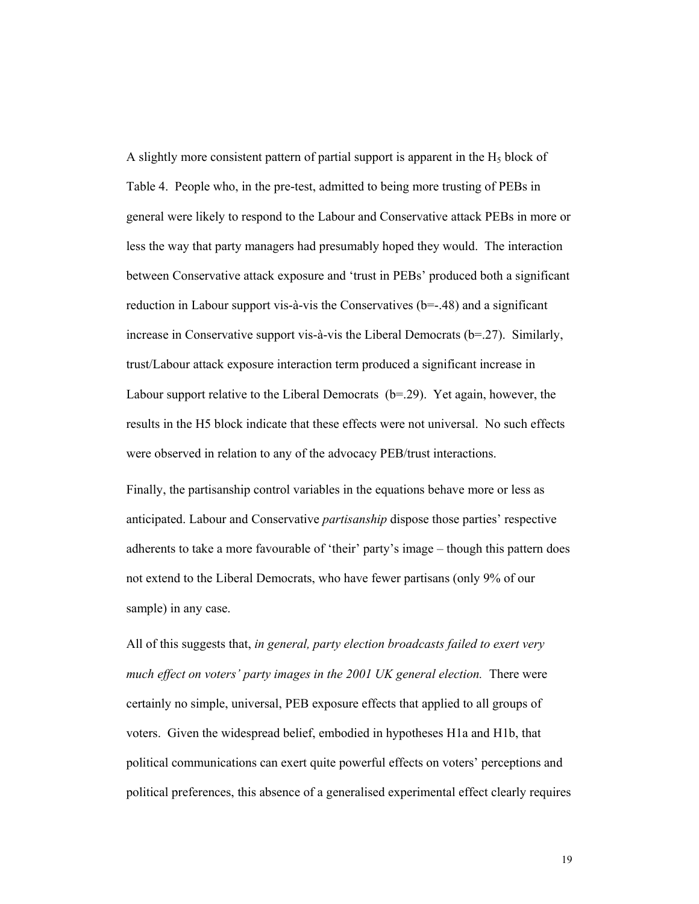A slightly more consistent pattern of partial support is apparent in the $H_5$ block of Table 4. People who, in the pre-test, admitted to being more trusting of PEBs in general were likely to respond to the Labour and Conservative attack PEBs in more or less the way that party managers had presumably hoped they would. The interaction between Conservative attack exposure and 'trust in PEBs' produced both a significant reduction in Labour support vis-à-vis the Conservatives ($b=-.48$) and a significant increase in Conservative support vis-à-vis the Liberal Democrats ($b=.27$). Similarly, trust/Labour attack exposure interaction term produced a significant increase in Labour support relative to the Liberal Democrats ($b=.29$). Yet again, however, the results in the H5 block indicate that these effects were not universal. No such effects were observed in relation to any of the advocacy PEB/trust interactions.

Finally, the partisanship control variables in the equations behave more or less as anticipated. Labour and Conservative *partisanship* dispose those parties' respective adherents to take a more favourable of 'their' party's image – though this pattern does not extend to the Liberal Democrats, who have fewer partisans (only 9% of our sample) in any case.

All of this suggests that, *in general, party election broadcasts failed to exert very much effect on voters' party images in the 2001 UK general election.* There were certainly no simple, universal, PEB exposure effects that applied to all groups of voters. Given the widespread belief, embodied in hypotheses H1a and H1b, that political communications can exert quite powerful effects on voters' perceptions and political preferences, this absence of a generalised experimental effect clearly requires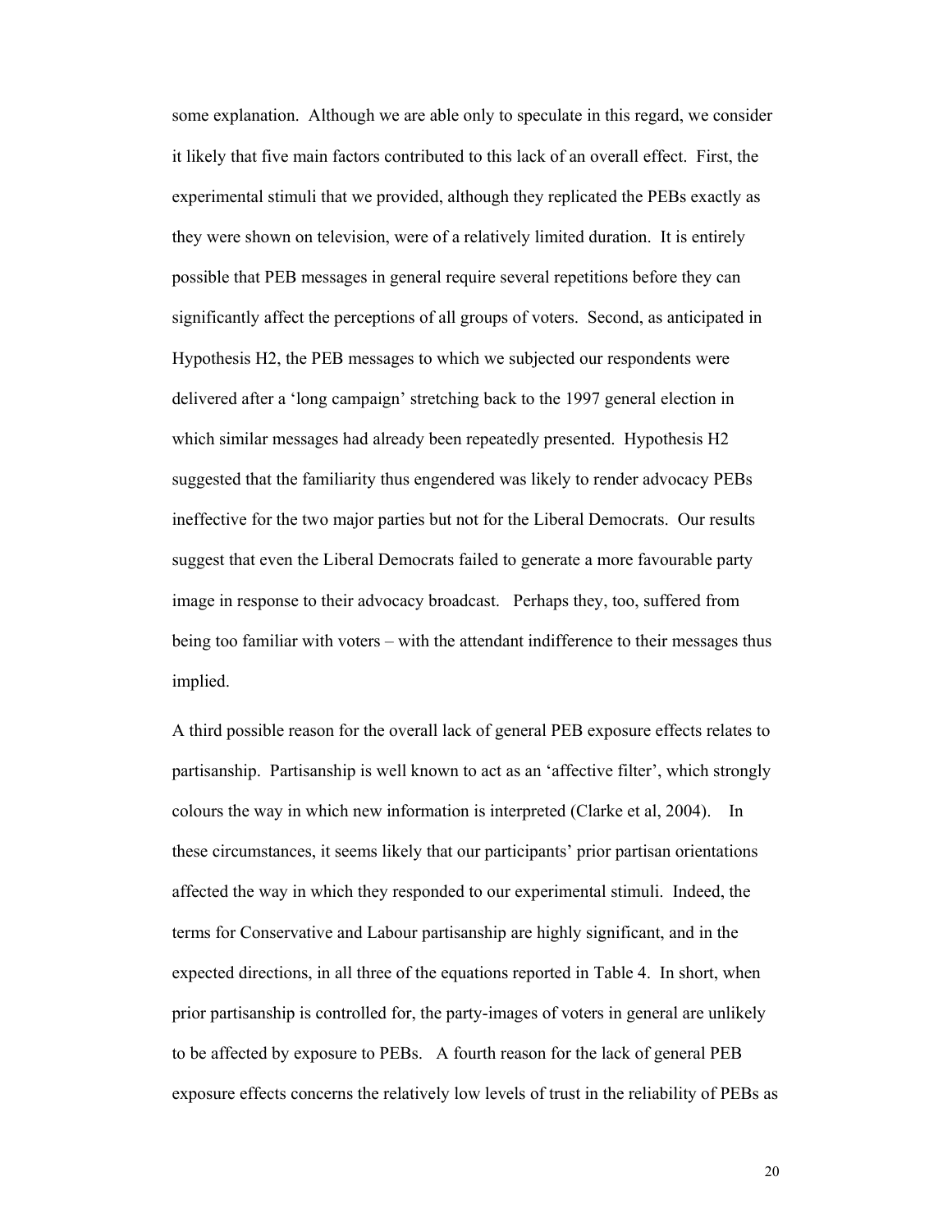some explanation. Although we are able only to speculate in this regard, we consider it likely that five main factors contributed to this lack of an overall effect. First, the experimental stimuli that we provided, although they replicated the PEBs exactly as they were shown on television, were of a relatively limited duration. It is entirely possible that PEB messages in general require several repetitions before they can significantly affect the perceptions of all groups of voters. Second, as anticipated in Hypothesis H2, the PEB messages to which we subjected our respondents were delivered after a 'long campaign' stretching back to the 1997 general election in which similar messages had already been repeatedly presented. Hypothesis H2 suggested that the familiarity thus engendered was likely to render advocacy PEBs ineffective for the two major parties but not for the Liberal Democrats. Our results suggest that even the Liberal Democrats failed to generate a more favourable party image in response to their advocacy broadcast. Perhaps they, too, suffered from being too familiar with voters – with the attendant indifference to their messages thus implied.

A third possible reason for the overall lack of general PEB exposure effects relates to partisanship. Partisanship is well known to act as an 'affective filter', which strongly colours the way in which new information is interpreted (Clarke et al, 2004). In these circumstances, it seems likely that our participants' prior partisan orientations affected the way in which they responded to our experimental stimuli. Indeed, the terms for Conservative and Labour partisanship are highly significant, and in the expected directions, in all three of the equations reported in Table 4. In short, when prior partisanship is controlled for, the party-images of voters in general are unlikely to be affected by exposure to PEBs. A fourth reason for the lack of general PEB exposure effects concerns the relatively low levels of trust in the reliability of PEBs as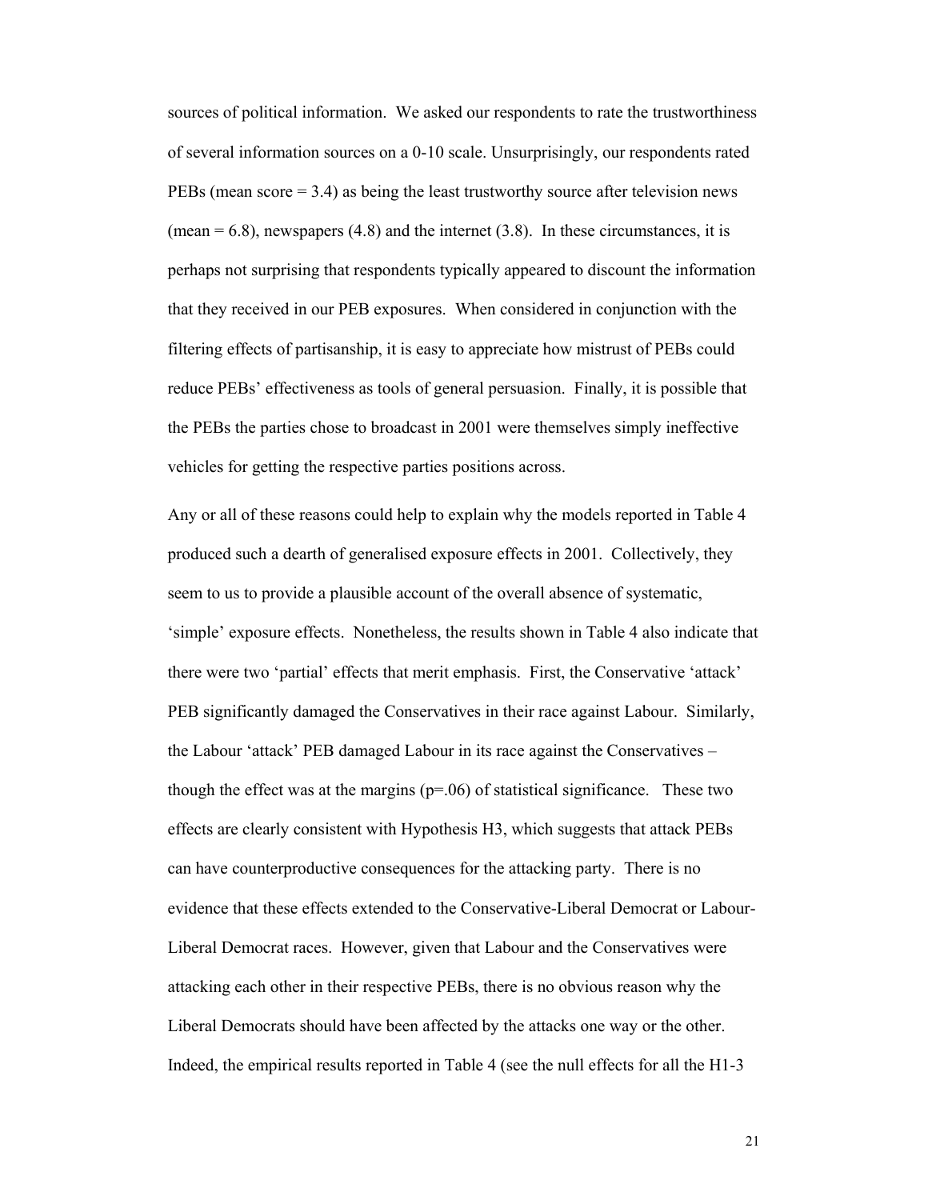sources of political information. We asked our respondents to rate the trustworthiness of several information sources on a 0-10 scale. Unsurprisingly, our respondents rated PEBs (mean score = 3.4) as being the least trustworthy source after television news (mean = 6.8), newspapers (4.8) and the internet (3.8). In these circumstances, it is perhaps not surprising that respondents typically appeared to discount the information that they received in our PEB exposures. When considered in conjunction with the filtering effects of partisanship, it is easy to appreciate how mistrust of PEBs could reduce PEBs' effectiveness as tools of general persuasion. Finally, it is possible that the PEBs the parties chose to broadcast in 2001 were themselves simply ineffective vehicles for getting the respective parties positions across.

Any or all of these reasons could help to explain why the models reported in Table 4 produced such a dearth of generalised exposure effects in 2001. Collectively, they seem to us to provide a plausible account of the overall absence of systematic, 'simple' exposure effects. Nonetheless, the results shown in Table 4 also indicate that there were two 'partial' effects that merit emphasis. First, the Conservative 'attack' PEB significantly damaged the Conservatives in their race against Labour. Similarly, the Labour 'attack' PEB damaged Labour in its race against the Conservatives – though the effect was at the margins ($p$=.06) of statistical significance. These two effects are clearly consistent with Hypothesis H3, which suggests that attack PEBs can have counterproductive consequences for the attacking party. There is no evidence that these effects extended to the Conservative-Liberal Democrat or Labour-Liberal Democrat races. However, given that Labour and the Conservatives were attacking each other in their respective PEBs, there is no obvious reason why the Liberal Democrats should have been affected by the attacks one way or the other. Indeed, the empirical results reported in Table 4 (see the null effects for all the H1-3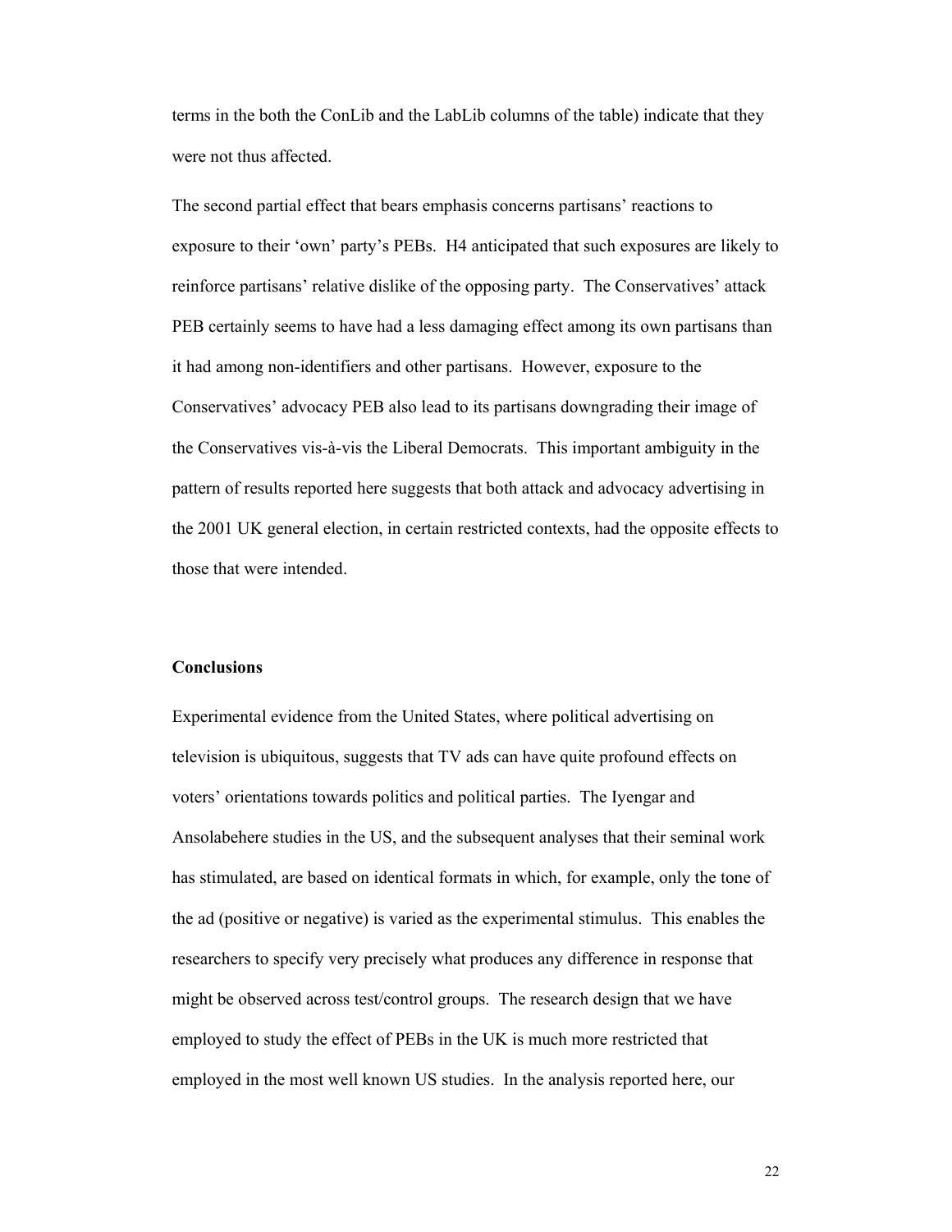terms in the both the ConLib and the LabLib columns of the table) indicate that they were not thus affected.

The second partial effect that bears emphasis concerns partisans' reactions to exposure to their 'own' party's PEBs. H4 anticipated that such exposures are likely to reinforce partisans' relative dislike of the opposing party. The Conservatives' attack PEB certainly seems to have had a less damaging effect among its own partisans than it had among non-identifiers and other partisans. However, exposure to the Conservatives' advocacy PEB also lead to its partisans downgrading their image of the Conservatives vis-à-vis the Liberal Democrats. This important ambiguity in the pattern of results reported here suggests that both attack and advocacy advertising in the 2001 UK general election, in certain restricted contexts, had the opposite effects to those that were intended.

## Conclusions

Experimental evidence from the United States, where political advertising on television is ubiquitous, suggests that TV ads can have quite profound effects on voters' orientations towards politics and political parties. The Iyengar and Ansolabehere studies in the US, and the subsequent analyses that their seminal work has stimulated, are based on identical formats in which, for example, only the tone of the ad (positive or negative) is varied as the experimental stimulus. This enables the researchers to specify very precisely what produces any difference in response that might be observed across test/control groups. The research design that we have employed to study the effect of PEBs in the UK is much more restricted that employed in the most well known US studies. In the analysis reported here, our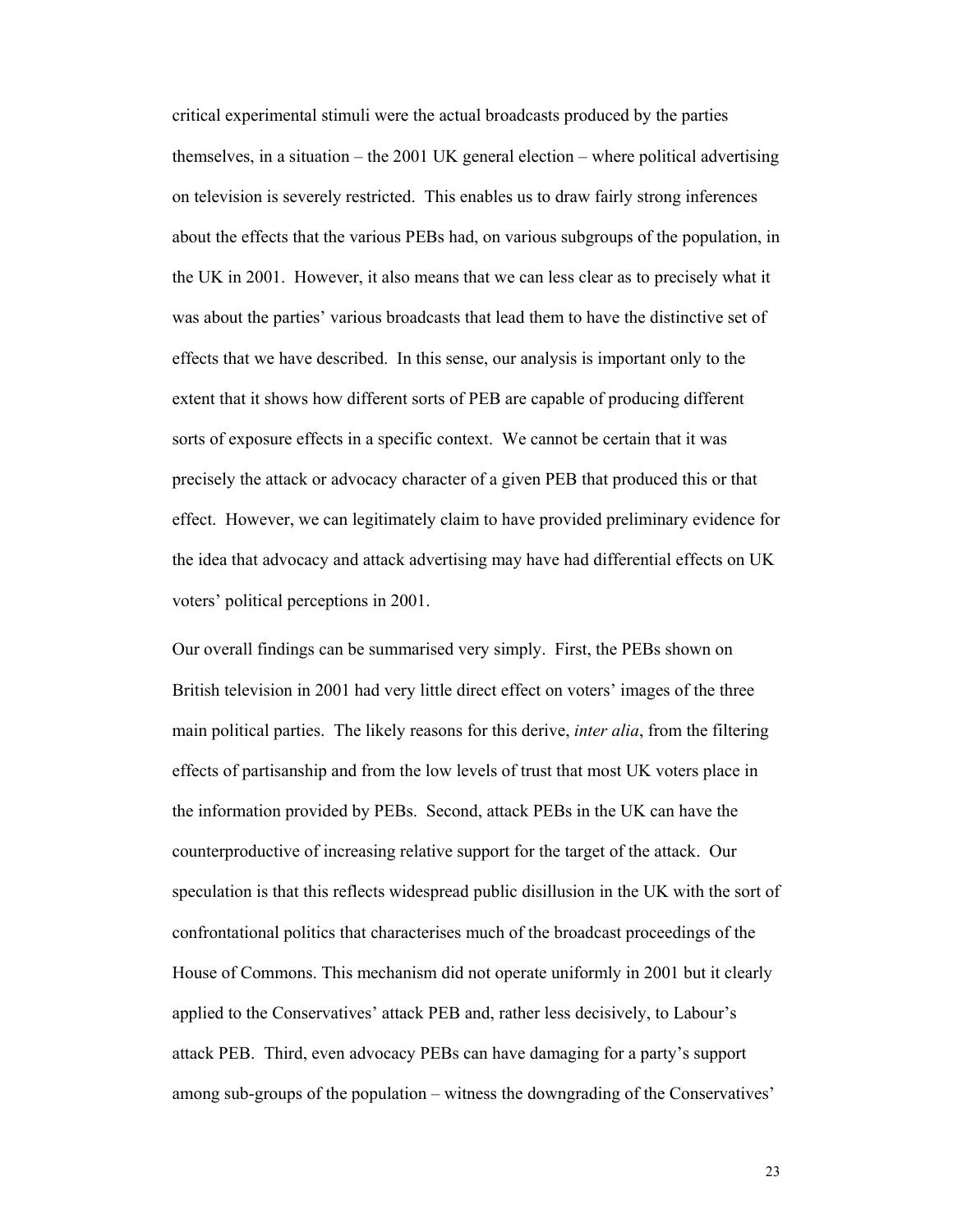critical experimental stimuli were the actual broadcasts produced by the parties themselves, in a situation – the 2001 UK general election – where political advertising on television is severely restricted. This enables us to draw fairly strong inferences about the effects that the various PEBs had, on various subgroups of the population, in the UK in 2001. However, it also means that we can less clear as to precisely what it was about the parties' various broadcasts that lead them to have the distinctive set of effects that we have described. In this sense, our analysis is important only to the extent that it shows how different sorts of PEB are capable of producing different sorts of exposure effects in a specific context. We cannot be certain that it was precisely the attack or advocacy character of a given PEB that produced this or that effect. However, we can legitimately claim to have provided preliminary evidence for the idea that advocacy and attack advertising may have had differential effects on UK voters' political perceptions in 2001.

Our overall findings can be summarised very simply. First, the PEBs shown on British television in 2001 had very little direct effect on voters' images of the three main political parties. The likely reasons for this derive, *inter alia*, from the filtering effects of partisanship and from the low levels of trust that most UK voters place in the information provided by PEBs. Second, attack PEBs in the UK can have the counterproductive of increasing relative support for the target of the attack. Our speculation is that this reflects widespread public disillusion in the UK with the sort of confrontational politics that characterises much of the broadcast proceedings of the House of Commons. This mechanism did not operate uniformly in 2001 but it clearly applied to the Conservatives' attack PEB and, rather less decisively, to Labour's attack PEB. Third, even advocacy PEBs can have damaging for a party's support among sub-groups of the population – witness the downgrading of the Conservatives'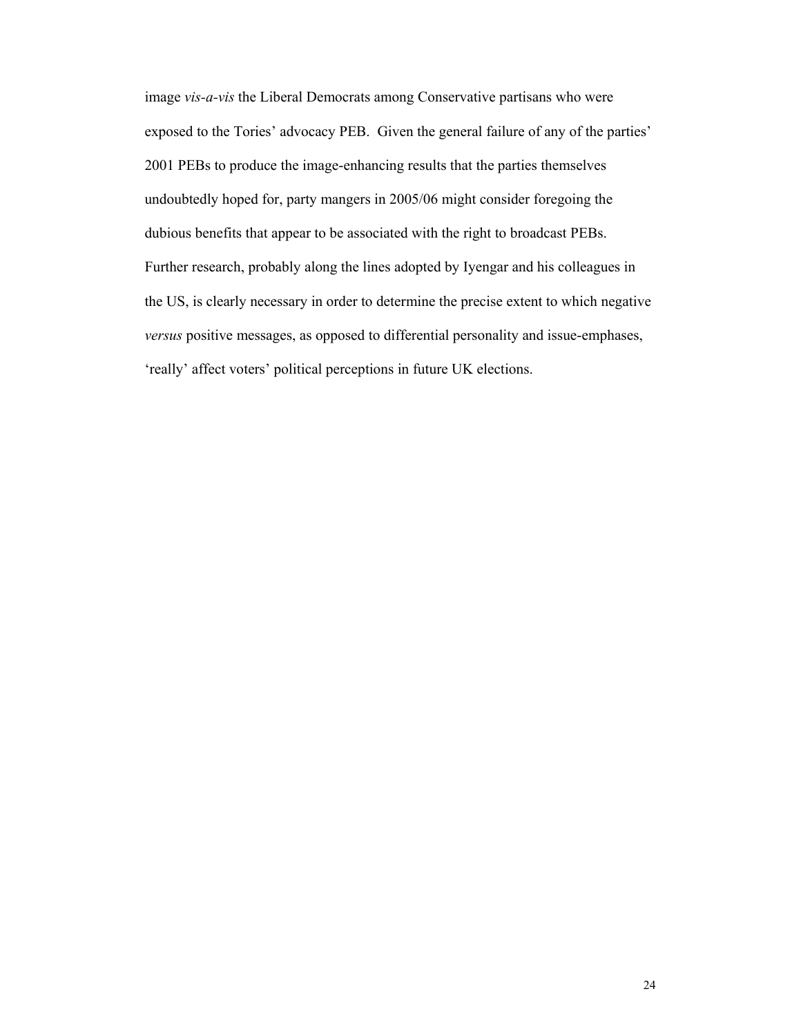image *vis-a-vis* the Liberal Democrats among Conservative partisans who were exposed to the Tories' advocacy PEB. Given the general failure of any of the parties' 2001 PEBs to produce the image-enhancing results that the parties themselves undoubtedly hoped for, party mangers in 2005/06 might consider foregoing the dubious benefits that appear to be associated with the right to broadcast PEBs. Further research, probably along the lines adopted by Iyengar and his colleagues in the US, is clearly necessary in order to determine the precise extent to which negative *versus* positive messages, as opposed to differential personality and issue-emphases, 'really' affect voters' political perceptions in future UK elections.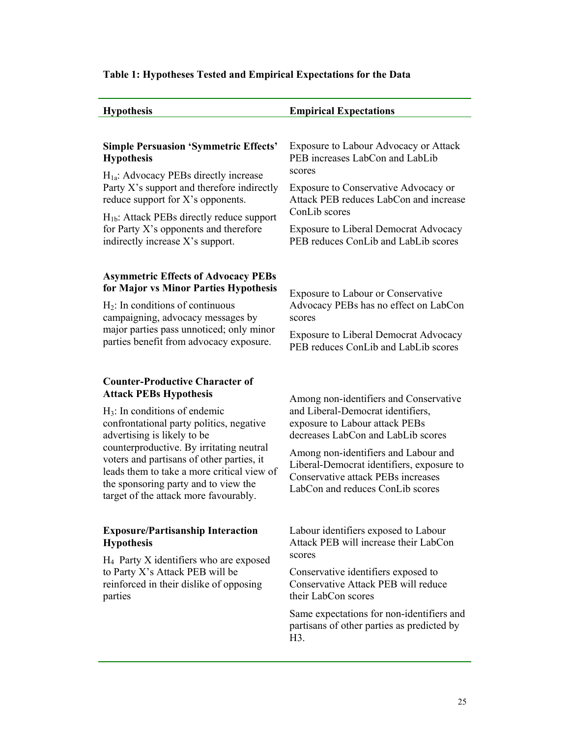**Table 1: Hypotheses Tested and Empirical Expectations for the Data**

| Hypothesis | Empirical Expectations |
|---|---|
| **Simple Persuasion 'Symmetric Effects' Hypothesis**<br>$H_{1a}$: Advocacy PEBs directly increase Party X's support and therefore indirectly reduce support for X's opponents.<br>$H_{1b}$: Attack PEBs directly reduce support for Party X's opponents and therefore indirectly increase X's support. | Exposure to Labour Advocacy or Attack PEB increases LabCon and LabLib scores<br>Exposure to Conservative Advocacy or Attack PEB reduces LabCon and increase ConLib scores<br>Exposure to Liberal Democrat Advocacy PEB reduces ConLib and LabLib scores |
| **Asymmetric Effects of Advocacy PEBs for Major vs Minor Parties Hypothesis**<br>$H_2$: In conditions of continuous campaigning, advocacy messages by major parties pass unnoticed; only minor parties benefit from advocacy exposure. | Exposure to Labour or Conservative Advocacy PEBs has no effect on LabCon scores<br>Exposure to Liberal Democrat Advocacy PEB reduces ConLib and LabLib scores |
| **Counter-Productive Character of Attack PEBs Hypothesis**<br>$H_3$: In conditions of endemic confrontational party politics, negative advertising is likely to be counterproductive. By irritating neutral voters and partisans of other parties, it leads them to take a more critical view of the sponsoring party and to view the target of the attack more favourably. | Among non-identifiers and Conservative and Liberal-Democrat identifiers, exposure to Labour attack PEBs decreases LabCon and LabLib scores<br>Among non-identifiers and Labour and Liberal-Democrat identifiers, exposure to Conservative attack PEBs increases LabCon and reduces ConLib scores |
| **Exposure/Partisanship Interaction Hypothesis**<br>$H_4$ Party X identifiers who are exposed to Party X's Attack PEB will be reinforced in their dislike of opposing parties | Labour identifiers exposed to Labour Attack PEB will increase their LabCon scores<br>Conservative identifiers exposed to Conservative Attack PEB will reduce their LabCon scores<br>Same expectations for non-identifiers and partisans of other parties as predicted by H3. |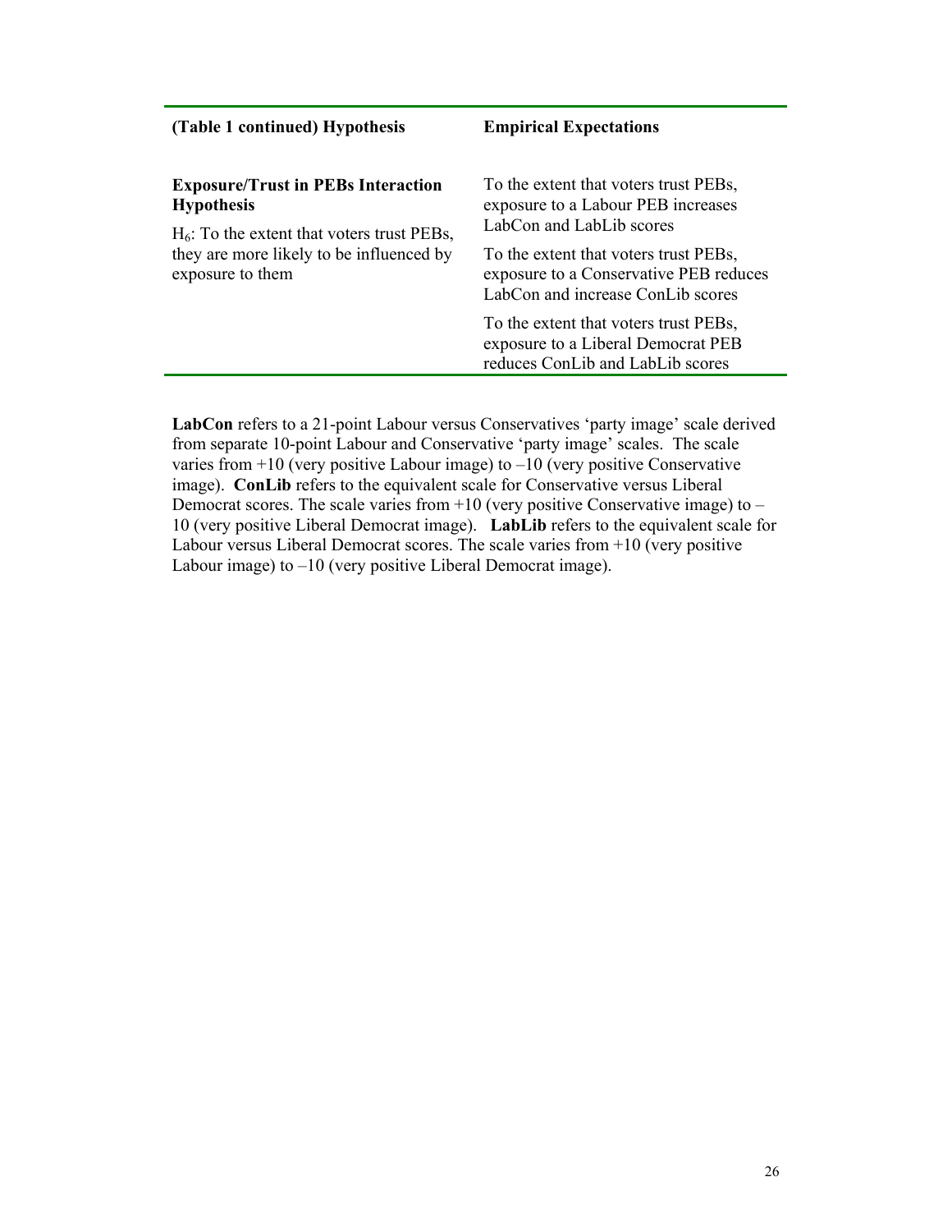| (Table 1 continued) Hypothesis | Empirical Expectations |
|---|---|
| **Exposure/Trust in PEBs Interaction Hypothesis**<br>$H_6$: To the extent that voters trust PEBs, they are more likely to be influenced by exposure to them | To the extent that voters trust PEBs, exposure to a Labour PEB increases LabCon and LabLib scores<br>To the extent that voters trust PEBs, exposure to a Conservative PEB reduces LabCon and increase ConLib scores<br>To the extent that voters trust PEBs, exposure to a Liberal Democrat PEB reduces ConLib and LabLib scores |

**LabCon** refers to a 21-point Labour versus Conservatives 'party image' scale derived from separate 10-point Labour and Conservative 'party image' scales. The scale varies from +10 (very positive Labour image) to –10 (very positive Conservative image). **ConLib** refers to the equivalent scale for Conservative versus Liberal Democrat scores. The scale varies from +10 (very positive Conservative image) to –10 (very positive Liberal Democrat image). **LabLib** refers to the equivalent scale for Labour versus Liberal Democrat scores. The scale varies from +10 (very positive Labour image) to –10 (very positive Liberal Democrat image).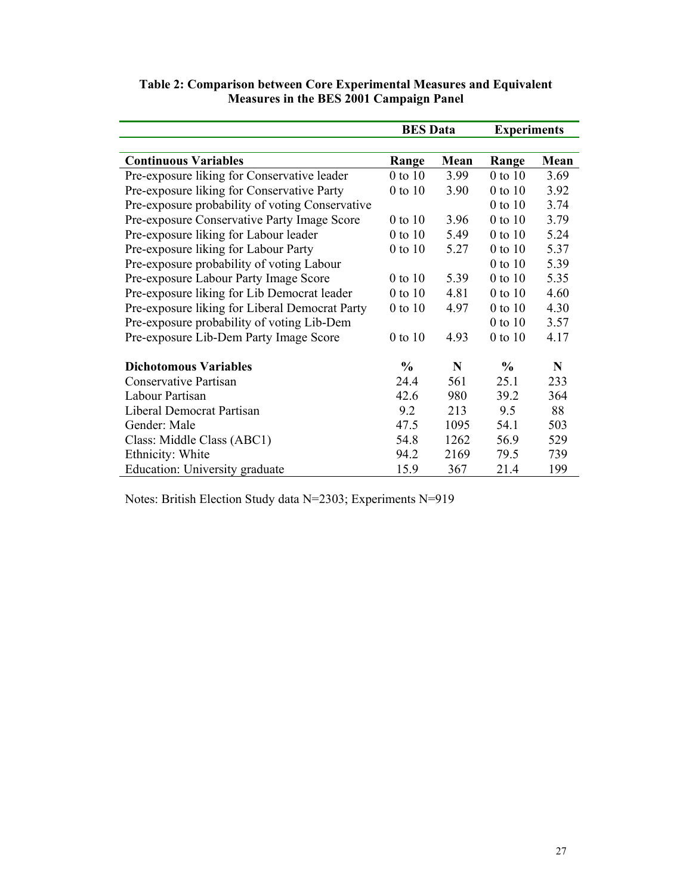**Table 2: Comparison between Core Experimental Measures and Equivalent Measures in the BES 2001 Campaign Panel**

| | BES Data | | Experiments | |
|---|---|---|---|---|
| **Continuous Variables** | **Range** | **Mean** | **Range** | **Mean** |
| Pre-exposure liking for Conservative leader | 0 to 10 | 3.99 | 0 to 10 | 3.69 |
| Pre-exposure liking for Conservative Party | 0 to 10 | 3.90 | 0 to 10 | 3.92 |
| Pre-exposure probability of voting Conservative | | | 0 to 10 | 3.74 |
| Pre-exposure Conservative Party Image Score | 0 to 10 | 3.96 | 0 to 10 | 3.79 |
| Pre-exposure liking for Labour leader | 0 to 10 | 5.49 | 0 to 10 | 5.24 |
| Pre-exposure liking for Labour Party | 0 to 10 | 5.27 | 0 to 10 | 5.37 |
| Pre-exposure probability of voting Labour | | | 0 to 10 | 5.39 |
| Pre-exposure Labour Party Image Score | 0 to 10 | 5.39 | 0 to 10 | 5.35 |
| Pre-exposure liking for Lib Democrat leader | 0 to 10 | 4.81 | 0 to 10 | 4.60 |
| Pre-exposure liking for Liberal Democrat Party | 0 to 10 | 4.97 | 0 to 10 | 4.30 |
| Pre-exposure probability of voting Lib-Dem | | | 0 to 10 | 3.57 |
| Pre-exposure Lib-Dem Party Image Score | 0 to 10 | 4.93 | 0 to 10 | 4.17 |
| | | | | |
| **Dichotomous Variables** | **%** | **N** | **%** | **N** |
| Conservative Partisan | 24.4 | 561 | 25.1 | 233 |
| Labour Partisan | 42.6 | 980 | 39.2 | 364 |
| Liberal Democrat Partisan | 9.2 | 213 | 9.5 | 88 |
| Gender: Male | 47.5 | 1095 | 54.1 | 503 |
| Class: Middle Class (ABC1) | 54.8 | 1262 | 56.9 | 529 |
| Ethnicity: White | 94.2 | 2169 | 79.5 | 739 |
| Education: University graduate | 15.9 | 367 | 21.4 | 199 |

Notes: British Election Study data N=2303; Experiments N=919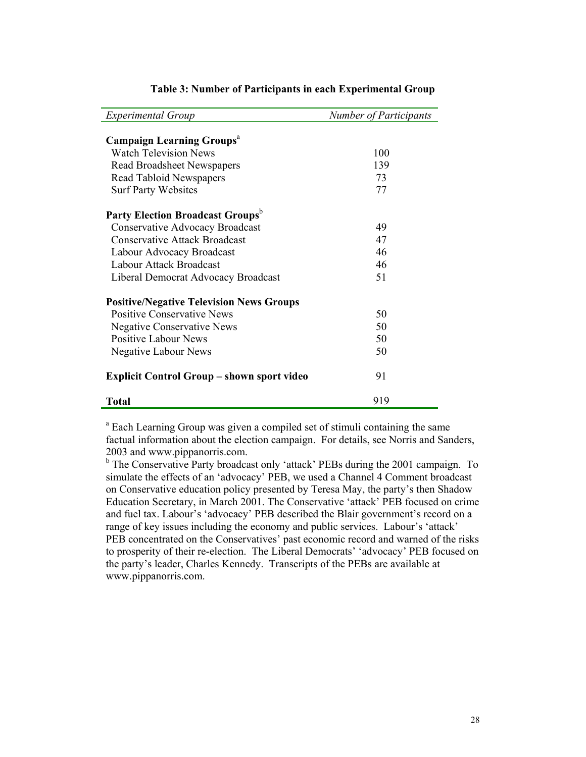**Table 3: Number of Participants in each Experimental Group**

| *Experimental Group* | *Number of Participants* |
|---|---|
| **Campaign Learning Groups**[a] | |
| Watch Television News | 100 |
| Read Broadsheet Newspapers | 139 |
| Read Tabloid Newspapers | 73 |
| Surf Party Websites | 77 |
| **Party Election Broadcast Groups**[b] | |
| Conservative Advocacy Broadcast | 49 |
| Conservative Attack Broadcast | 47 |
| Labour Advocacy Broadcast | 46 |
| Labour Attack Broadcast | 46 |
| Liberal Democrat Advocacy Broadcast | 51 |
| **Positive/Negative Television News Groups** | |
| Positive Conservative News | 50 |
| Negative Conservative News | 50 |
| Positive Labour News | 50 |
| Negative Labour News | 50 |
| **Explicit Control Group – shown sport video** | 91 |
| **Total** | 919 |

[a] Each Learning Group was given a compiled set of stimuli containing the same factual information about the election campaign. For details, see Norris and Sanders, 2003 and www.pippanorris.com.

[b] The Conservative Party broadcast only 'attack' PEBs during the 2001 campaign. To simulate the effects of an 'advocacy' PEB, we used a Channel 4 Comment broadcast on Conservative education policy presented by Teresa May, the party's then Shadow Education Secretary, in March 2001. The Conservative 'attack' PEB focused on crime and fuel tax. Labour's 'advocacy' PEB described the Blair government's record on a range of key issues including the economy and public services. Labour's 'attack' PEB concentrated on the Conservatives' past economic record and warned of the risks to prosperity of their re-election. The Liberal Democrats' 'advocacy' PEB focused on the party's leader, Charles Kennedy. Transcripts of the PEBs are available at www.pippanorris.com.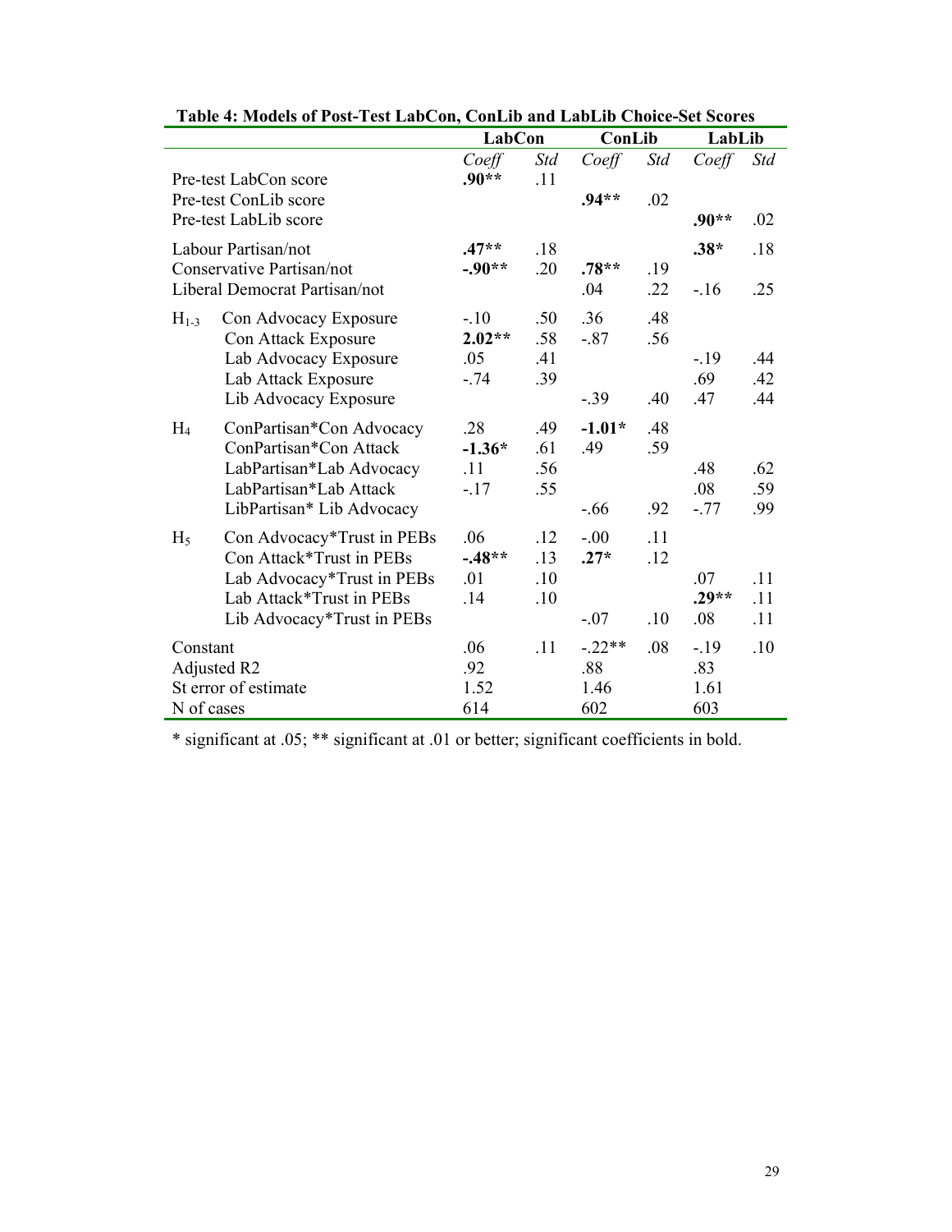**Table 4: Models of Post-Test LabCon, ConLib and LabLib Choice-Set Scores**

| | | LabCon | | ConLib | | LabLib | |
|---|---|---|---|---|---|---|---|
| | | *Coeff* | *Std* | *Coeff* | *Std* | *Coeff* | *Std* |
| Pre-test LabCon score | | **.90\*\*** | .11 | | | | |
| Pre-test ConLib score | | | | **.94\*\*** | .02 | | |
| Pre-test LabLib score | | | | | | **.90\*\*** | .02 |
| Labour Partisan/not | | **.47\*\*** | .18 | | | **.38\*** | .18 |
| Conservative Partisan/not | | **-.90\*\*** | .20 | **.78\*\*** | .19 | | |
| Liberal Democrat Partisan/not | | | | .04 | .22 | -.16 | .25 |
| $H_{1-3}$ | Con Advocacy Exposure | -.10 | .50 | .36 | .48 | | |
| | Con Attack Exposure | **2.02\*\*** | .58 | -.87 | .56 | | |
| | Lab Advocacy Exposure | .05 | .41 | | | -.19 | .44 |
| | Lab Attack Exposure | -.74 | .39 | | | .69 | .42 |
| | Lib Advocacy Exposure | | | -.39 | .40 | .47 | .44 |
| $H_4$ | ConPartisan*Con Advocacy | .28 | .49 | **-1.01\*** | .48 | | |
| | ConPartisan*Con Attack | **-1.36\*** | .61 | .49 | .59 | | |
| | LabPartisan*Lab Advocacy | .11 | .56 | | | .48 | .62 |
| | LabPartisan*Lab Attack | -.17 | .55 | | | .08 | .59 |
| | LibPartisan* Lib Advocacy | | | -.66 | .92 | -.77 | .99 |
| $H_5$ | Con Advocacy*Trust in PEBs | .06 | .12 | -.00 | .11 | | |
| | Con Attack*Trust in PEBs | **-.48\*\*** | .13 | **.27\*** | .12 | | |
| | Lab Advocacy*Trust in PEBs | .01 | .10 | | | .07 | .11 |
| | Lab Attack*Trust in PEBs | .14 | .10 | | | **.29\*\*** | .11 |
| | Lib Advocacy*Trust in PEBs | | | -.07 | .10 | .08 | .11 |
| Constant | | .06 | .11 | -.22\*\* | .08 | -.19 | .10 |
| Adjusted R2 | | .92 | | .88 | | .83 | |
| St error of estimate | | 1.52 | | 1.46 | | 1.61 | |
| N of cases | | 614 | | 602 | | 603 | |

* significant at .05; ** significant at .01 or better; significant coefficients in bold.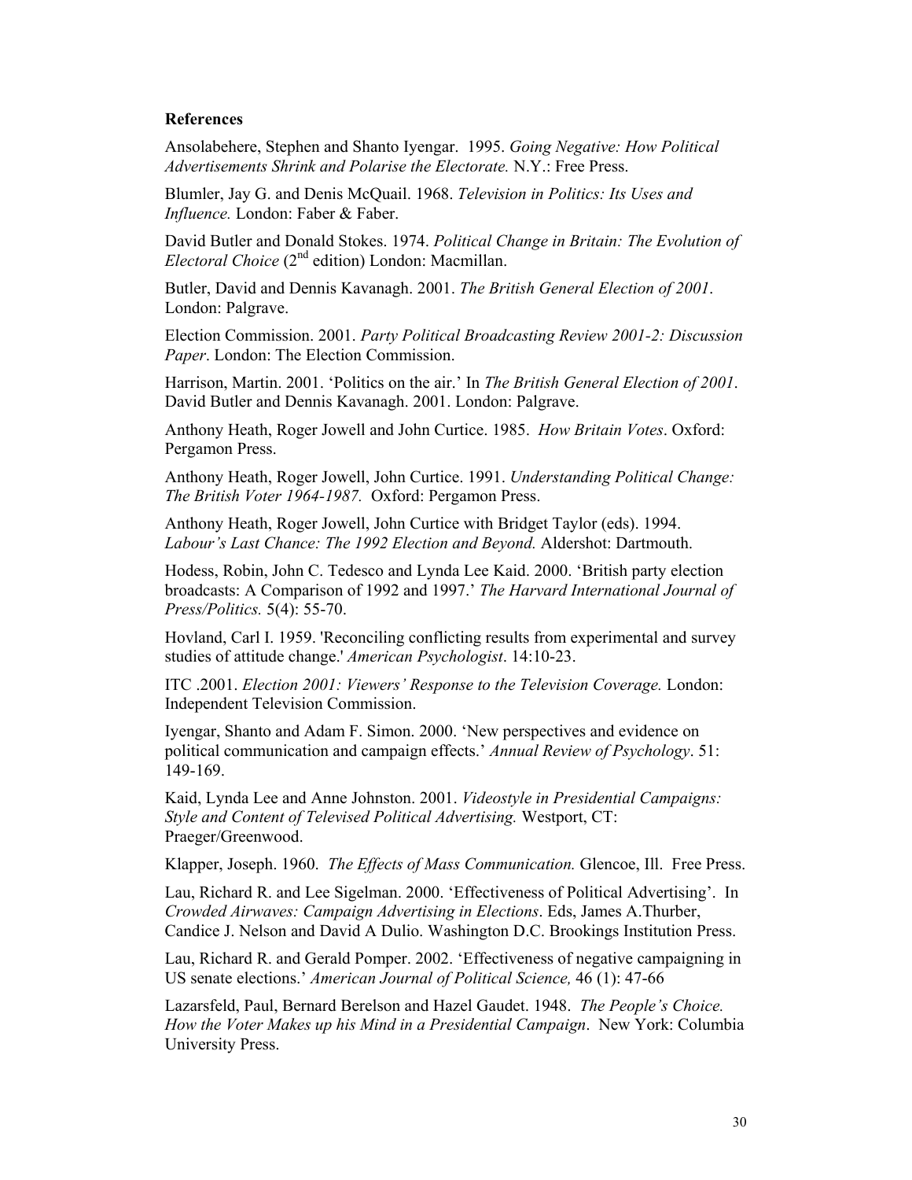**References**

Ansolabehere, Stephen and Shanto Iyengar. 1995. *Going Negative: How Political Advertisements Shrink and Polarise the Electorate.* N.Y.: Free Press.

Blumler, Jay G. and Denis McQuail. 1968. *Television in Politics: Its Uses and Influence.* London: Faber & Faber.

David Butler and Donald Stokes. 1974. *Political Change in Britain: The Evolution of Electoral Choice* (2nd edition) London: Macmillan.

Butler, David and Dennis Kavanagh. 2001. *The British General Election of 2001*. London: Palgrave.

Election Commission. 2001. *Party Political Broadcasting Review 2001-2: Discussion Paper*. London: The Election Commission.

Harrison, Martin. 2001. 'Politics on the air.' In *The British General Election of 2001*. David Butler and Dennis Kavanagh. 2001. London: Palgrave.

Anthony Heath, Roger Jowell and John Curtice. 1985. *How Britain Votes*. Oxford: Pergamon Press.

Anthony Heath, Roger Jowell, John Curtice. 1991. *Understanding Political Change: The British Voter 1964-1987.* Oxford: Pergamon Press.

Anthony Heath, Roger Jowell, John Curtice with Bridget Taylor (eds). 1994. *Labour's Last Chance: The 1992 Election and Beyond.* Aldershot: Dartmouth.

Hodess, Robin, John C. Tedesco and Lynda Lee Kaid. 2000. 'British party election broadcasts: A Comparison of 1992 and 1997.' *The Harvard International Journal of Press/Politics.* 5(4): 55-70.

Hovland, Carl I. 1959. 'Reconciling conflicting results from experimental and survey studies of attitude change.' *American Psychologist*. 14:10-23.

ITC .2001. *Election 2001: Viewers' Response to the Television Coverage.* London: Independent Television Commission.

Iyengar, Shanto and Adam F. Simon. 2000. 'New perspectives and evidence on political communication and campaign effects.' *Annual Review of Psychology*. 51: 149-169.

Kaid, Lynda Lee and Anne Johnston. 2001. *Videostyle in Presidential Campaigns: Style and Content of Televised Political Advertising.* Westport, CT: Praeger/Greenwood.

Klapper, Joseph. 1960. *The Effects of Mass Communication.* Glencoe, Ill. Free Press.

Lau, Richard R. and Lee Sigelman. 2000. 'Effectiveness of Political Advertising'. In *Crowded Airwaves: Campaign Advertising in Elections*. Eds, James A.Thurber, Candice J. Nelson and David A Dulio. Washington D.C. Brookings Institution Press.

Lau, Richard R. and Gerald Pomper. 2002. 'Effectiveness of negative campaigning in US senate elections.' *American Journal of Political Science,* 46 (1): 47-66

Lazarsfeld, Paul, Bernard Berelson and Hazel Gaudet. 1948. *The People's Choice. How the Voter Makes up his Mind in a Presidential Campaign*. New York: Columbia University Press.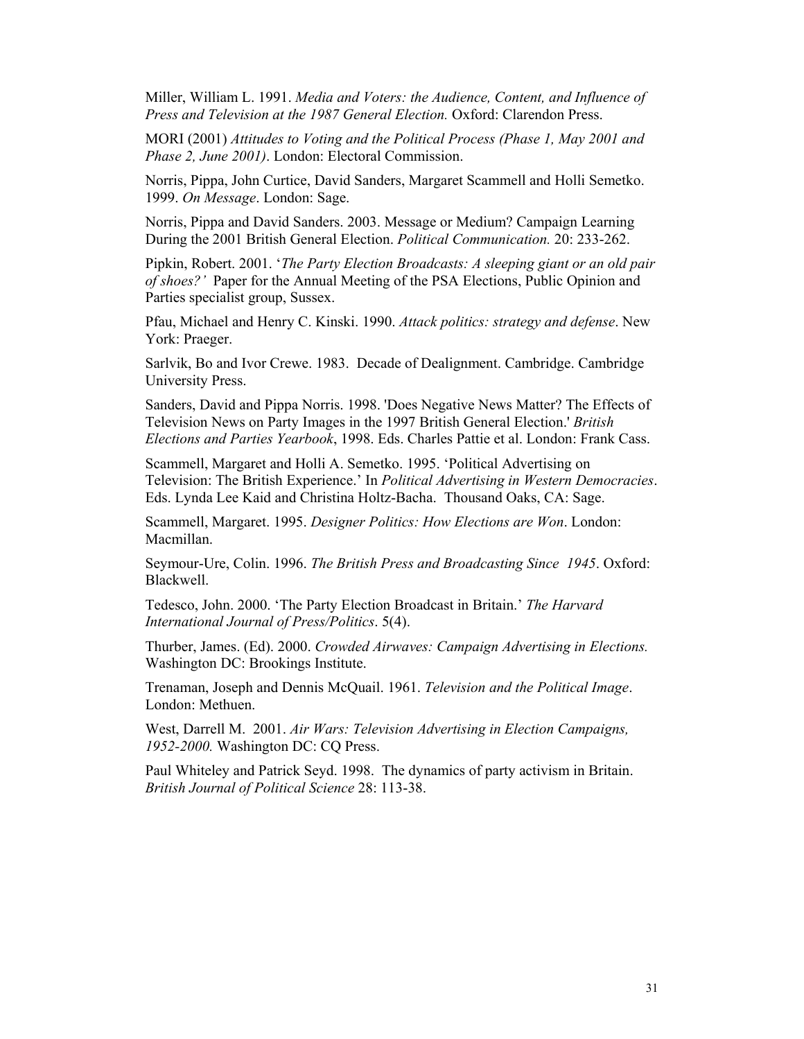Miller, William L. 1991. *Media and Voters: the Audience, Content, and Influence of Press and Television at the 1987 General Election.* Oxford: Clarendon Press.

MORI (2001) *Attitudes to Voting and the Political Process (Phase 1, May 2001 and Phase 2, June 2001)*. London: Electoral Commission.

Norris, Pippa, John Curtice, David Sanders, Margaret Scammell and Holli Semetko. 1999. *On Message*. London: Sage.

Norris, Pippa and David Sanders. 2003. Message or Medium? Campaign Learning During the 2001 British General Election. *Political Communication.* 20: 233-262.

Pipkin, Robert. 2001. '*The Party Election Broadcasts: A sleeping giant or an old pair of shoes?'* Paper for the Annual Meeting of the PSA Elections, Public Opinion and Parties specialist group, Sussex.

Pfau, Michael and Henry C. Kinski. 1990. *Attack politics: strategy and defense*. New York: Praeger.

Sarlvik, Bo and Ivor Crewe. 1983. Decade of Dealignment. Cambridge. Cambridge University Press.

Sanders, David and Pippa Norris. 1998. 'Does Negative News Matter? The Effects of Television News on Party Images in the 1997 British General Election.' *British Elections and Parties Yearbook*, 1998. Eds. Charles Pattie et al. London: Frank Cass.

Scammell, Margaret and Holli A. Semetko. 1995. 'Political Advertising on Television: The British Experience.' In *Political Advertising in Western Democracies*. Eds. Lynda Lee Kaid and Christina Holtz-Bacha. Thousand Oaks, CA: Sage.

Scammell, Margaret. 1995. *Designer Politics: How Elections are Won*. London: Macmillan.

Seymour-Ure, Colin. 1996. *The British Press and Broadcasting Since 1945*. Oxford: Blackwell.

Tedesco, John. 2000. 'The Party Election Broadcast in Britain.' *The Harvard International Journal of Press/Politics*. 5(4).

Thurber, James. (Ed). 2000. *Crowded Airwaves: Campaign Advertising in Elections.* Washington DC: Brookings Institute.

Trenaman, Joseph and Dennis McQuail. 1961. *Television and the Political Image*. London: Methuen.

West, Darrell M. 2001. *Air Wars: Television Advertising in Election Campaigns, 1952-2000.* Washington DC: CQ Press.

Paul Whiteley and Patrick Seyd. 1998. The dynamics of party activism in Britain. *British Journal of Political Science* 28: 113-38.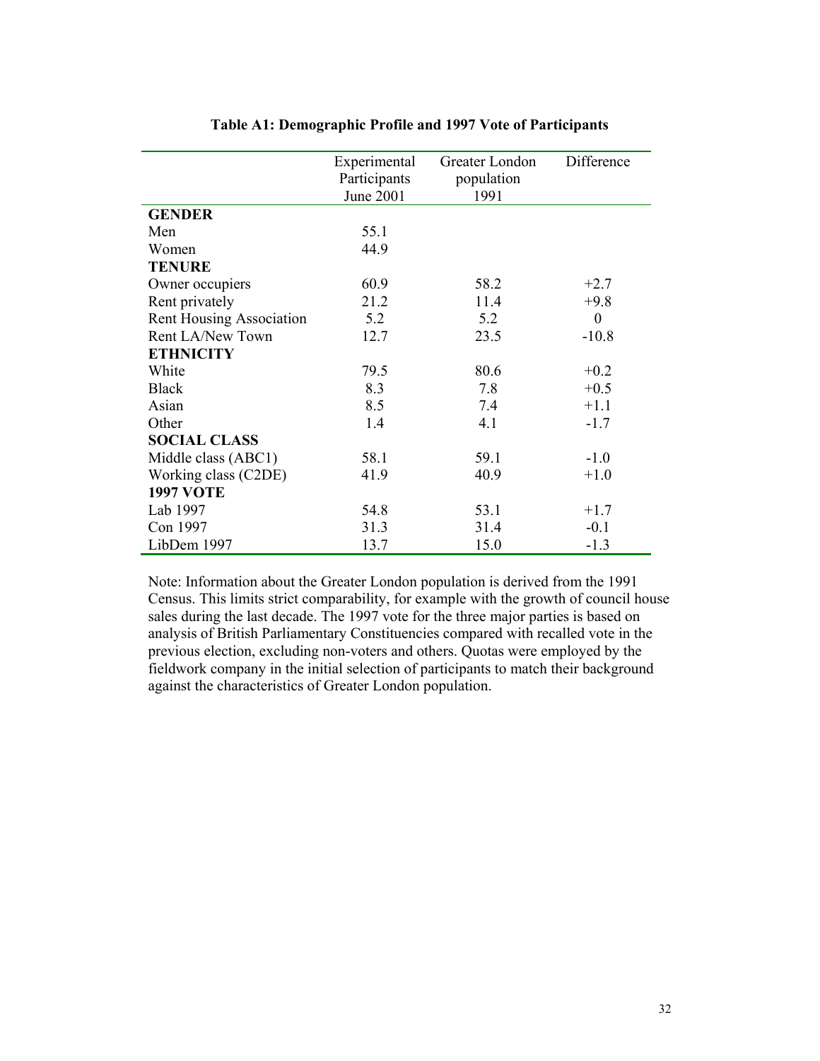**Table A1: Demographic Profile and 1997 Vote of Participants**

| | Experimental Participants June 2001 | Greater London population 1991 | Difference |
|---|---|---|---|
| **GENDER** | | | |
| Men | 55.1 | | |
| Women | 44.9 | | |
| **TENURE** | | | |
| Owner occupiers | 60.9 | 58.2 | +2.7 |
| Rent privately | 21.2 | 11.4 | +9.8 |
| Rent Housing Association | 5.2 | 5.2 | 0 |
| Rent LA/New Town | 12.7 | 23.5 | -10.8 |
| **ETHNICITY** | | | |
| White | 79.5 | 80.6 | +0.2 |
| Black | 8.3 | 7.8 | +0.5 |
| Asian | 8.5 | 7.4 | +1.1 |
| Other | 1.4 | 4.1 | -1.7 |
| **SOCIAL CLASS** | | | |
| Middle class (ABC1) | 58.1 | 59.1 | -1.0 |
| Working class (C2DE) | 41.9 | 40.9 | +1.0 |
| **1997 VOTE** | | | |
| Lab 1997 | 54.8 | 53.1 | +1.7 |
| Con 1997 | 31.3 | 31.4 | -0.1 |
| LibDem 1997 | 13.7 | 15.0 | -1.3 |

Note: Information about the Greater London population is derived from the 1991 Census. This limits strict comparability, for example with the growth of council house sales during the last decade. The 1997 vote for the three major parties is based on analysis of British Parliamentary Constituencies compared with recalled vote in the previous election, excluding non-voters and others. Quotas were employed by the fieldwork company in the initial selection of participants to match their background against the characteristics of Greater London population.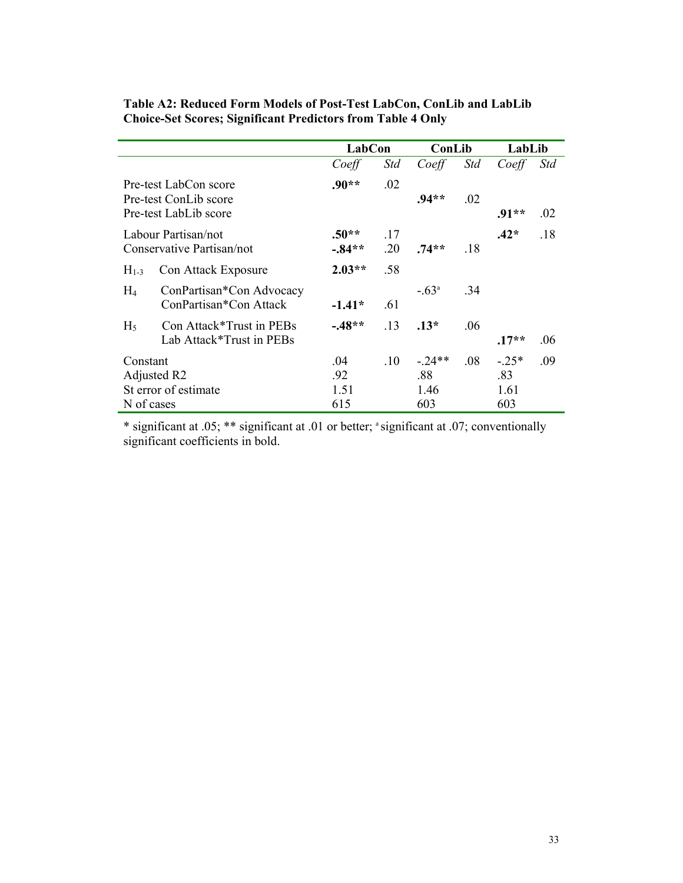**Table A2: Reduced Form Models of Post-Test LabCon, ConLib and LabLib Choice-Set Scores; Significant Predictors from Table 4 Only**

| | | LabCon | | ConLib | | LabLib | |
|---|---|---|---|---|---|---|---|
| | | *Coeff* | *Std* | *Coeff* | *Std* | *Coeff* | *Std* |
| Pre-test LabCon score | | **.90**\*\* | .02 | | | | |
| Pre-test ConLib score | | | | **.94**\*\* | .02 | | |
| Pre-test LabLib score | | | | | | **.91**\*\* | .02 |
| Labour Partisan/not | | **.50**\*\* | .17 | | | **.42**\* | .18 |
| Conservative Partisan/not | | **-.84**\*\* | .20 | **.74**\*\* | .18 | | |
| $H_{1\text{-}3}$ | Con Attack Exposure | **2.03**\*\* | .58 | | | | |
| $H_4$ | ConPartisan*Con Advocacy | | | -.63[a] | .34 | | |
| | ConPartisan*Con Attack | **-1.41**\* | .61 | | | | |
| $H_5$ | Con Attack*Trust in PEBs | **-.48**\*\* | .13 | **.13**\* | .06 | | |
| | Lab Attack*Trust in PEBs | | | | | **.17**\*\* | .06 |
| Constant | | .04 | .10 | -.24\*\* | .08 | -.25\* | .09 |
| Adjusted R2 | | .92 | | .88 | | .83 | |
| St error of estimate | | 1.51 | | 1.46 | | 1.61 | |
| N of cases | | 615 | | 603 | | 603 | |

\* significant at .05; \*\* significant at .01 or better; [a] significant at .07; conventionally significant coefficients in bold.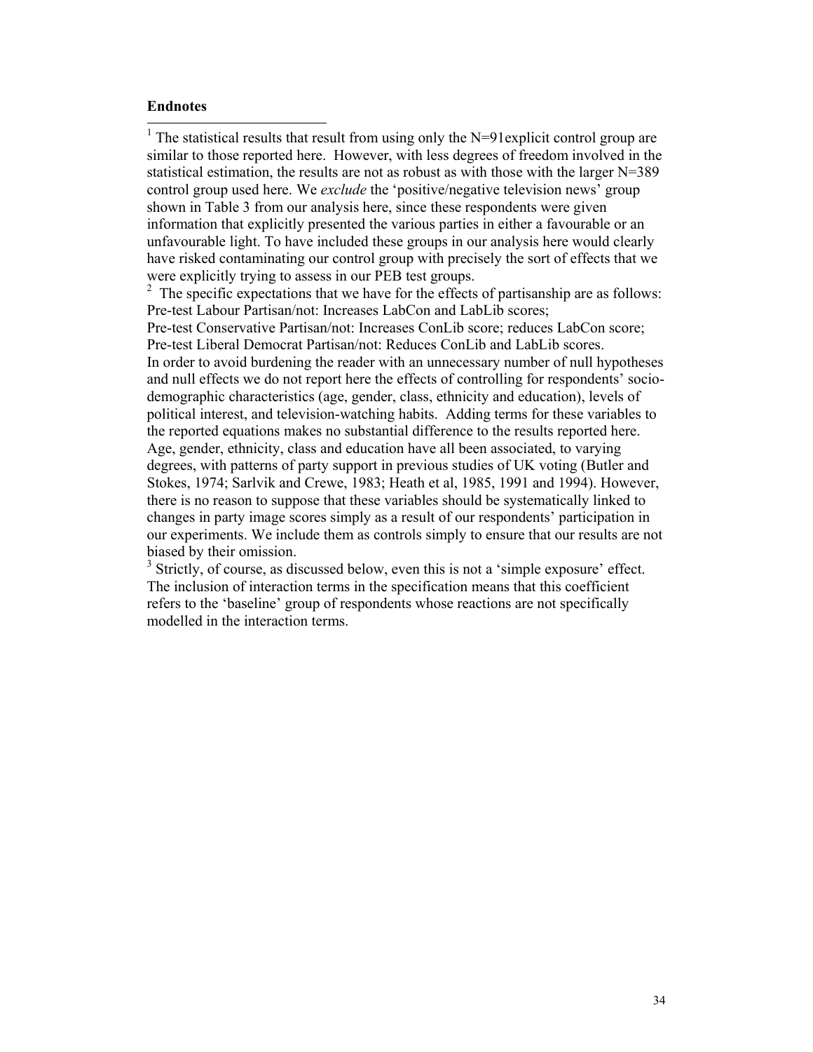**Endnotes**

[1] The statistical results that result from using only the N=91explicit control group are similar to those reported here. However, with less degrees of freedom involved in the statistical estimation, the results are not as robust as with those with the larger N=389 control group used here. We *exclude* the 'positive/negative television news' group shown in Table 3 from our analysis here, since these respondents were given information that explicitly presented the various parties in either a favourable or an unfavourable light. To have included these groups in our analysis here would clearly have risked contaminating our control group with precisely the sort of effects that we were explicitly trying to assess in our PEB test groups.

[2] The specific expectations that we have for the effects of partisanship are as follows:
Pre-test Labour Partisan/not: Increases LabCon and LabLib scores;
Pre-test Conservative Partisan/not: Increases ConLib score; reduces LabCon score;
Pre-test Liberal Democrat Partisan/not: Reduces ConLib and LabLib scores.
In order to avoid burdening the reader with an unnecessary number of null hypotheses and null effects we do not report here the effects of controlling for respondents' socio-demographic characteristics (age, gender, class, ethnicity and education), levels of political interest, and television-watching habits. Adding terms for these variables to the reported equations makes no substantial difference to the results reported here. Age, gender, ethnicity, class and education have all been associated, to varying degrees, with patterns of party support in previous studies of UK voting (Butler and Stokes, 1974; Sarlvik and Crewe, 1983; Heath et al, 1985, 1991 and 1994). However, there is no reason to suppose that these variables should be systematically linked to changes in party image scores simply as a result of our respondents' participation in our experiments. We include them as controls simply to ensure that our results are not biased by their omission.

[3] Strictly, of course, as discussed below, even this is not a 'simple exposure' effect. The inclusion of interaction terms in the specification means that this coefficient refers to the 'baseline' group of respondents whose reactions are not specifically modelled in the interaction terms.